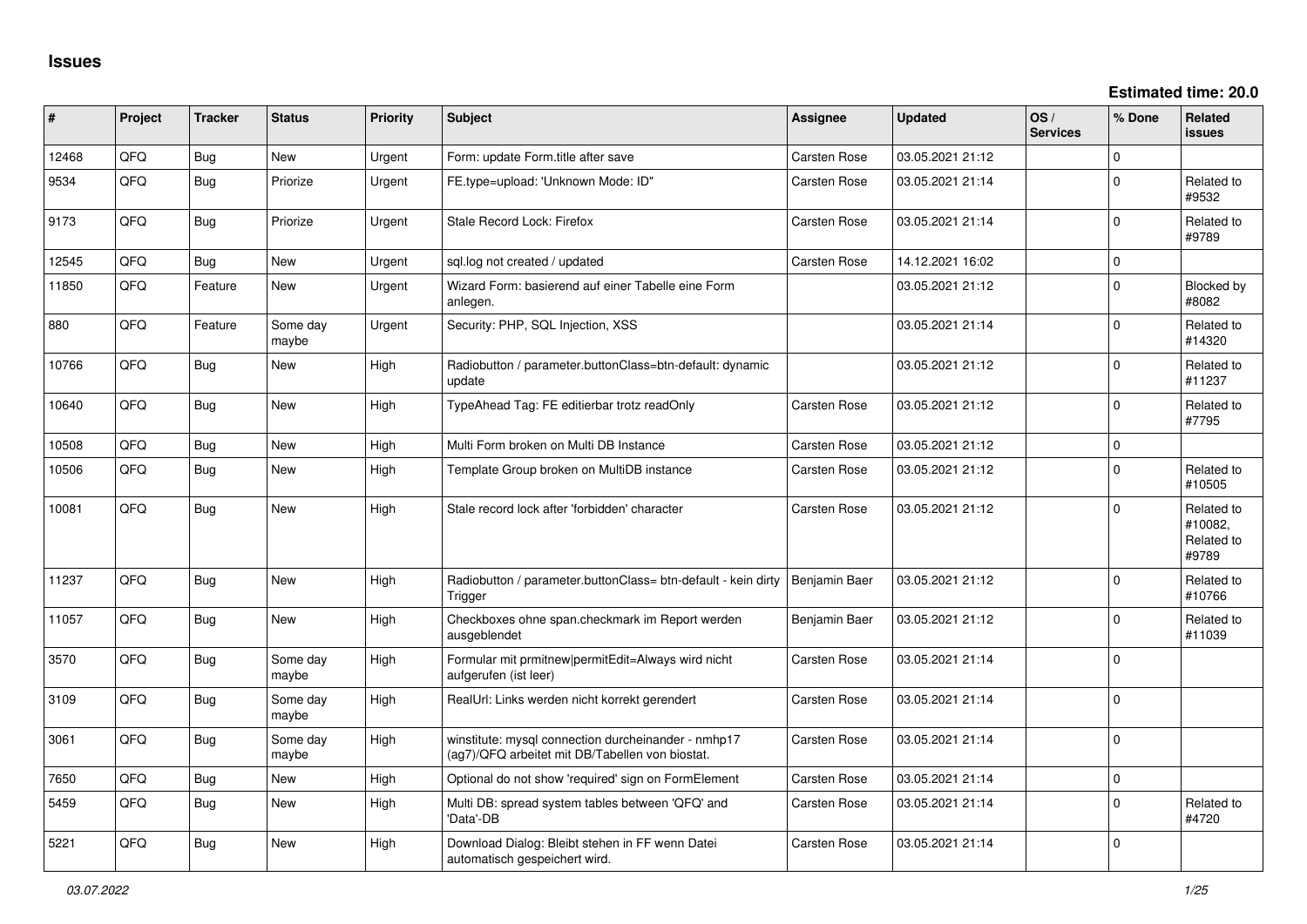# Issues

**Estimated time: 20.0**

| # | Project | Tracker | Status | Priority | Subject | Assignee | Updated | OS / Services | % Done | Related issues |
|---|---|---|---|---|---|---|---|---|---|---|
| 12468 | QFQ | Bug | New | Urgent | Form: update Form.title after save | Carsten Rose | 03.05.2021 21:12 | | 0 | |
| 9534 | QFQ | Bug | Priorize | Urgent | FE.type=upload: 'Unknown Mode: ID" | Carsten Rose | 03.05.2021 21:14 | | 0 | Related to #9532 |
| 9173 | QFQ | Bug | Priorize | Urgent | Stale Record Lock: Firefox | Carsten Rose | 03.05.2021 21:14 | | 0 | Related to #9789 |
| 12545 | QFQ | Bug | New | Urgent | sql.log not created / updated | Carsten Rose | 14.12.2021 16:02 | | 0 | |
| 11850 | QFQ | Feature | New | Urgent | Wizard Form: basierend auf einer Tabelle eine Form anlegen. | | 03.05.2021 21:12 | | 0 | Blocked by #8082 |
| 880 | QFQ | Feature | Some day maybe | Urgent | Security: PHP, SQL Injection, XSS | | 03.05.2021 21:14 | | 0 | Related to #14320 |
| 10766 | QFQ | Bug | New | High | Radiobutton / parameter.buttonClass=btn-default: dynamic update | | 03.05.2021 21:12 | | 0 | Related to #11237 |
| 10640 | QFQ | Bug | New | High | TypeAhead Tag: FE editierbar trotz readOnly | Carsten Rose | 03.05.2021 21:12 | | 0 | Related to #7795 |
| 10508 | QFQ | Bug | New | High | Multi Form broken on Multi DB Instance | Carsten Rose | 03.05.2021 21:12 | | 0 | |
| 10506 | QFQ | Bug | New | High | Template Group broken on MultiDB instance | Carsten Rose | 03.05.2021 21:12 | | 0 | Related to #10505 |
| 10081 | QFQ | Bug | New | High | Stale record lock after 'forbidden' character | Carsten Rose | 03.05.2021 21:12 | | 0 | Related to #10082, Related to #9789 |
| 11237 | QFQ | Bug | New | High | Radiobutton / parameter.buttonClass= btn-default - kein dirty Trigger | Benjamin Baer | 03.05.2021 21:12 | | 0 | Related to #10766 |
| 11057 | QFQ | Bug | New | High | Checkboxes ohne span.checkmark im Report werden ausgeblendet | Benjamin Baer | 03.05.2021 21:12 | | 0 | Related to #11039 |
| 3570 | QFQ | Bug | Some day maybe | High | Formular mit prmitnew\|permitEdit=Always wird nicht aufgerufen (ist leer) | Carsten Rose | 03.05.2021 21:14 | | 0 | |
| 3109 | QFQ | Bug | Some day maybe | High | RealUrl: Links werden nicht korrekt gerendert | Carsten Rose | 03.05.2021 21:14 | | 0 | |
| 3061 | QFQ | Bug | Some day maybe | High | winstitute: mysql connection durcheinander - nmhp17 (ag7)/QFQ arbeitet mit DB/Tabellen von biostat. | Carsten Rose | 03.05.2021 21:14 | | 0 | |
| 7650 | QFQ | Bug | New | High | Optional do not show 'required' sign on FormElement | Carsten Rose | 03.05.2021 21:14 | | 0 | |
| 5459 | QFQ | Bug | New | High | Multi DB: spread system tables between 'QFQ' and 'Data'-DB | Carsten Rose | 03.05.2021 21:14 | | 0 | Related to #4720 |
| 5221 | QFQ | Bug | New | High | Download Dialog: Bleibt stehen in FF wenn Datei automatisch gespeichert wird. | Carsten Rose | 03.05.2021 21:14 | | 0 | |

*03.07.2022*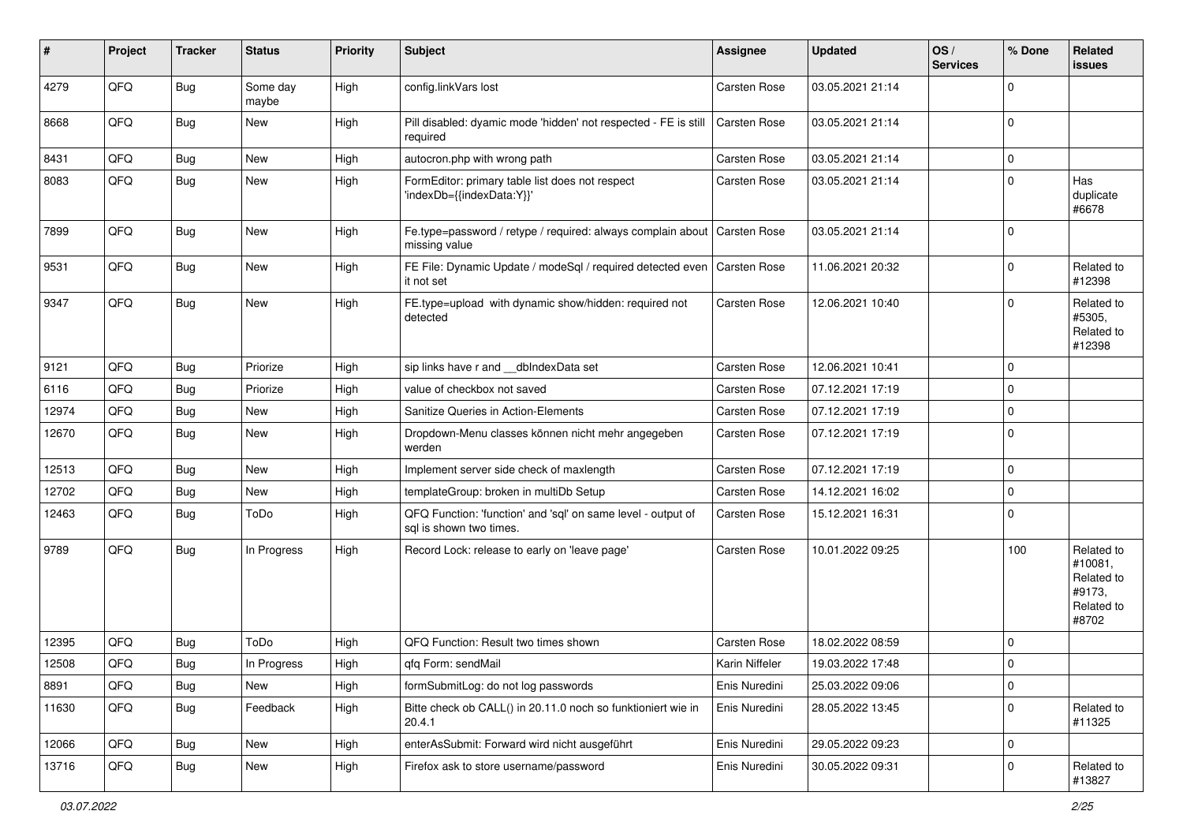| # | Project | Tracker | Status | Priority | Subject | Assignee | Updated | OS / Services | % Done | Related issues |
|---|---|---|---|---|---|---|---|---|---|---|
| 4279 | QFQ | Bug | Some day maybe | High | config.linkVars lost | Carsten Rose | 03.05.2021 21:14 | | 0 | |
| 8668 | QFQ | Bug | New | High | Pill disabled: dyamic mode 'hidden' not respected - FE is still required | Carsten Rose | 03.05.2021 21:14 | | 0 | |
| 8431 | QFQ | Bug | New | High | autocron.php with wrong path | Carsten Rose | 03.05.2021 21:14 | | 0 | |
| 8083 | QFQ | Bug | New | High | FormEditor: primary table list does not respect 'indexDb={{indexData:Y}}' | Carsten Rose | 03.05.2021 21:14 | | 0 | Has duplicate #6678 |
| 7899 | QFQ | Bug | New | High | Fe.type=password / retype / required: always complain about missing value | Carsten Rose | 03.05.2021 21:14 | | 0 | |
| 9531 | QFQ | Bug | New | High | FE File: Dynamic Update / modeSql / required detected even it not set | Carsten Rose | 11.06.2021 20:32 | | 0 | Related to #12398 |
| 9347 | QFQ | Bug | New | High | FE.type=upload with dynamic show/hidden: required not detected | Carsten Rose | 12.06.2021 10:40 | | 0 | Related to #5305, Related to #12398 |
| 9121 | QFQ | Bug | Priorize | High | sip links have r and __dbIndexData set | Carsten Rose | 12.06.2021 10:41 | | 0 | |
| 6116 | QFQ | Bug | Priorize | High | value of checkbox not saved | Carsten Rose | 07.12.2021 17:19 | | 0 | |
| 12974 | QFQ | Bug | New | High | Sanitize Queries in Action-Elements | Carsten Rose | 07.12.2021 17:19 | | 0 | |
| 12670 | QFQ | Bug | New | High | Dropdown-Menu classes können nicht mehr angegeben werden | Carsten Rose | 07.12.2021 17:19 | | 0 | |
| 12513 | QFQ | Bug | New | High | Implement server side check of maxlength | Carsten Rose | 07.12.2021 17:19 | | 0 | |
| 12702 | QFQ | Bug | New | High | templateGroup: broken in multiDb Setup | Carsten Rose | 14.12.2021 16:02 | | 0 | |
| 12463 | QFQ | Bug | ToDo | High | QFQ Function: 'function' and 'sql' on same level - output of sql is shown two times. | Carsten Rose | 15.12.2021 16:31 | | 0 | |
| 9789 | QFQ | Bug | In Progress | High | Record Lock: release to early on 'leave page' | Carsten Rose | 10.01.2022 09:25 | | 100 | Related to #10081, Related to #9173, Related to #8702 |
| 12395 | QFQ | Bug | ToDo | High | QFQ Function: Result two times shown | Carsten Rose | 18.02.2022 08:59 | | 0 | |
| 12508 | QFQ | Bug | In Progress | High | qfq Form: sendMail | Karin Niffeler | 19.03.2022 17:48 | | 0 | |
| 8891 | QFQ | Bug | New | High | formSubmitLog: do not log passwords | Enis Nuredini | 25.03.2022 09:06 | | 0 | |
| 11630 | QFQ | Bug | Feedback | High | Bitte check ob CALL() in 20.11.0 noch so funktioniert wie in 20.4.1 | Enis Nuredini | 28.05.2022 13:45 | | 0 | Related to #11325 |
| 12066 | QFQ | Bug | New | High | enterAsSubmit: Forward wird nicht ausgeführt | Enis Nuredini | 29.05.2022 09:23 | | 0 | |
| 13716 | QFQ | Bug | New | High | Firefox ask to store username/password | Enis Nuredini | 30.05.2022 09:31 | | 0 | Related to #13827 |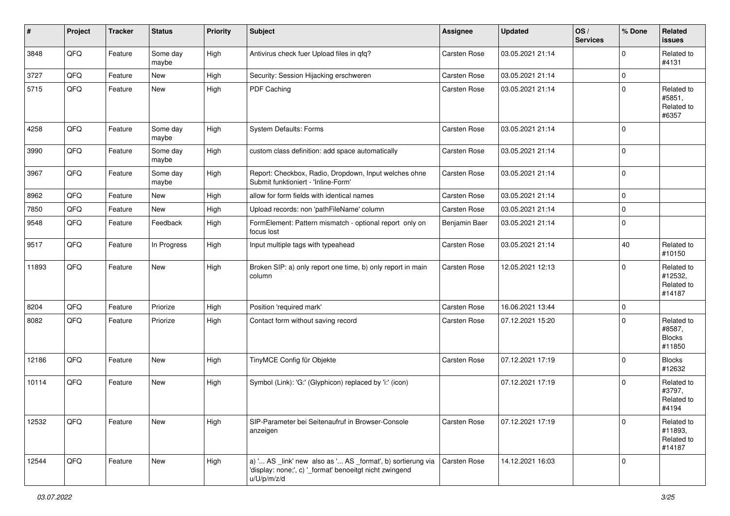| # | Project | Tracker | Status | Priority | Subject | Assignee | Updated | OS / Services | % Done | Related issues |
|---|---|---|---|---|---|---|---|---|---|---|
| 3848 | QFQ | Feature | Some day maybe | High | Antivirus check fuer Upload files in qfq? | Carsten Rose | 03.05.2021 21:14 | | 0 | Related to #4131 |
| 3727 | QFQ | Feature | New | High | Security: Session Hijacking erschweren | Carsten Rose | 03.05.2021 21:14 | | 0 | |
| 5715 | QFQ | Feature | New | High | PDF Caching | Carsten Rose | 03.05.2021 21:14 | | 0 | Related to #5851, Related to #6357 |
| 4258 | QFQ | Feature | Some day maybe | High | System Defaults: Forms | Carsten Rose | 03.05.2021 21:14 | | 0 | |
| 3990 | QFQ | Feature | Some day maybe | High | custom class definition: add space automatically | Carsten Rose | 03.05.2021 21:14 | | 0 | |
| 3967 | QFQ | Feature | Some day maybe | High | Report: Checkbox, Radio, Dropdown, Input welches ohne Submit funktioniert - 'Inline-Form' | Carsten Rose | 03.05.2021 21:14 | | 0 | |
| 8962 | QFQ | Feature | New | High | allow for form fields with identical names | Carsten Rose | 03.05.2021 21:14 | | 0 | |
| 7850 | QFQ | Feature | New | High | Upload records: non 'pathFileName' column | Carsten Rose | 03.05.2021 21:14 | | 0 | |
| 9548 | QFQ | Feature | Feedback | High | FormElement: Pattern mismatch - optional report only on focus lost | Benjamin Baer | 03.05.2021 21:14 | | 0 | |
| 9517 | QFQ | Feature | In Progress | High | Input multiple tags with typeahead | Carsten Rose | 03.05.2021 21:14 | | 40 | Related to #10150 |
| 11893 | QFQ | Feature | New | High | Broken SIP: a) only report one time, b) only report in main column | Carsten Rose | 12.05.2021 12:13 | | 0 | Related to #12532, Related to #14187 |
| 8204 | QFQ | Feature | Priorize | High | Position 'required mark' | Carsten Rose | 16.06.2021 13:44 | | 0 | |
| 8082 | QFQ | Feature | Priorize | High | Contact form without saving record | Carsten Rose | 07.12.2021 15:20 | | 0 | Related to #8587, Blocks #11850 |
| 12186 | QFQ | Feature | New | High | TinyMCE Config für Objekte | Carsten Rose | 07.12.2021 17:19 | | 0 | Blocks #12632 |
| 10114 | QFQ | Feature | New | High | Symbol (Link): 'G:' (Glyphicon) replaced by 'i:' (icon) | | 07.12.2021 17:19 | | 0 | Related to #3797, Related to #4194 |
| 12532 | QFQ | Feature | New | High | SIP-Parameter bei Seitenaufruf in Browser-Console anzeigen | Carsten Rose | 07.12.2021 17:19 | | 0 | Related to #11893, Related to #14187 |
| 12544 | QFQ | Feature | New | High | a) '... AS _link' new also as '... AS _format', b) sortierung via 'display: none;', c) '_format' benoeitgt nicht zwingend u/U/p/m/z/d | Carsten Rose | 14.12.2021 16:03 | | 0 | |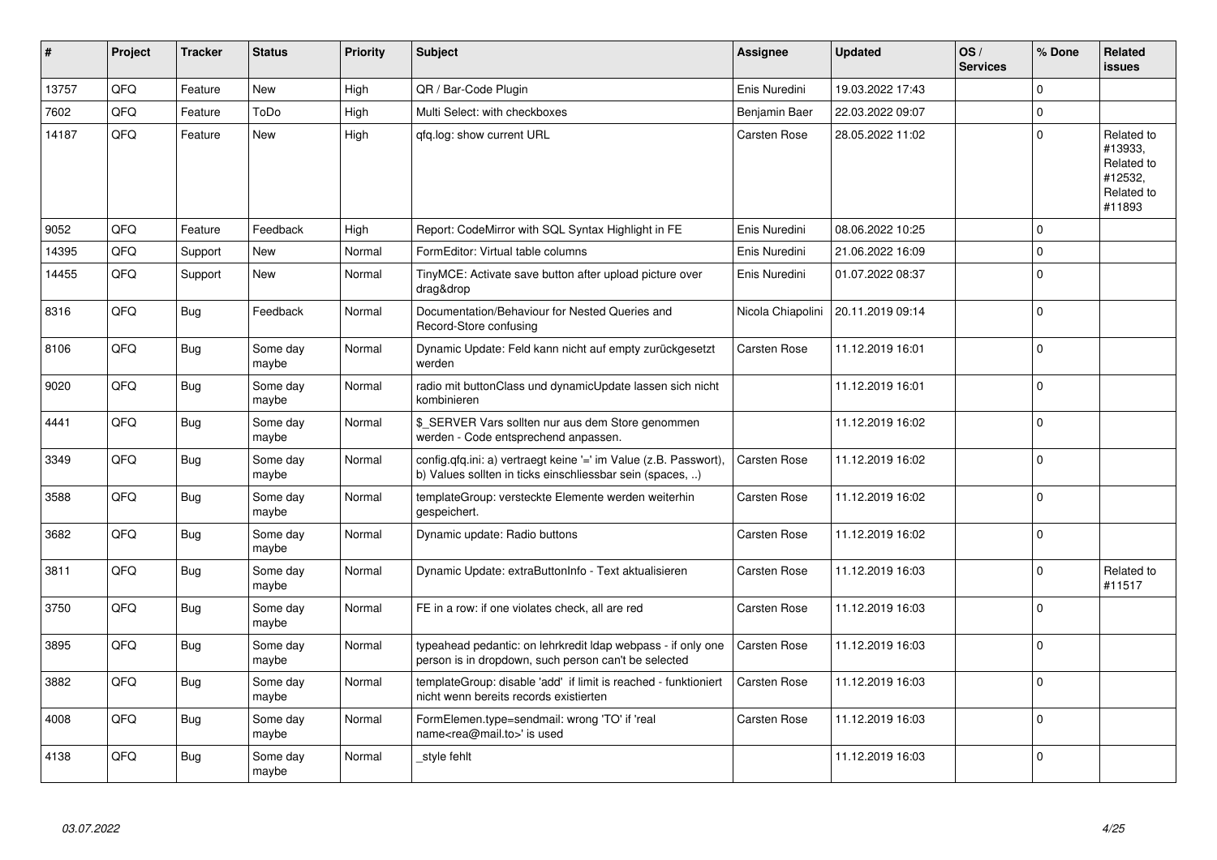| # | Project | Tracker | Status | Priority | Subject | Assignee | Updated | OS / Services | % Done | Related issues |
|---|---|---|---|---|---|---|---|---|---|---|
| 13757 | QFQ | Feature | New | High | QR / Bar-Code Plugin | Enis Nuredini | 19.03.2022 17:43 | | 0 | |
| 7602 | QFQ | Feature | ToDo | High | Multi Select: with checkboxes | Benjamin Baer | 22.03.2022 09:07 | | 0 | |
| 14187 | QFQ | Feature | New | High | qfq.log: show current URL | Carsten Rose | 28.05.2022 11:02 | | 0 | Related to #13933, Related to #12532, Related to #11893 |
| 9052 | QFQ | Feature | Feedback | High | Report: CodeMirror with SQL Syntax Highlight in FE | Enis Nuredini | 08.06.2022 10:25 | | 0 | |
| 14395 | QFQ | Support | New | Normal | FormEditor: Virtual table columns | Enis Nuredini | 21.06.2022 16:09 | | 0 | |
| 14455 | QFQ | Support | New | Normal | TinyMCE: Activate save button after upload picture over drag&drop | Enis Nuredini | 01.07.2022 08:37 | | 0 | |
| 8316 | QFQ | Bug | Feedback | Normal | Documentation/Behaviour for Nested Queries and Record-Store confusing | Nicola Chiapolini | 20.11.2019 09:14 | | 0 | |
| 8106 | QFQ | Bug | Some day maybe | Normal | Dynamic Update: Feld kann nicht auf empty zurückgesetzt werden | Carsten Rose | 11.12.2019 16:01 | | 0 | |
| 9020 | QFQ | Bug | Some day maybe | Normal | radio mit buttonClass und dynamicUpdate lassen sich nicht kombinieren | | 11.12.2019 16:01 | | 0 | |
| 4441 | QFQ | Bug | Some day maybe | Normal | $_SERVER Vars sollten nur aus dem Store genommen werden - Code entsprechend anpassen. | | 11.12.2019 16:02 | | 0 | |
| 3349 | QFQ | Bug | Some day maybe | Normal | config.qfq.ini: a) vertraegt keine '=' im Value (z.B. Passwort), b) Values sollten in ticks einschliessbar sein (spaces, ..) | Carsten Rose | 11.12.2019 16:02 | | 0 | |
| 3588 | QFQ | Bug | Some day maybe | Normal | templateGroup: versteckte Elemente werden weiterhin gespeichert. | Carsten Rose | 11.12.2019 16:02 | | 0 | |
| 3682 | QFQ | Bug | Some day maybe | Normal | Dynamic update: Radio buttons | Carsten Rose | 11.12.2019 16:02 | | 0 | |
| 3811 | QFQ | Bug | Some day maybe | Normal | Dynamic Update: extraButtonInfo - Text aktualisieren | Carsten Rose | 11.12.2019 16:03 | | 0 | Related to #11517 |
| 3750 | QFQ | Bug | Some day maybe | Normal | FE in a row: if one violates check, all are red | Carsten Rose | 11.12.2019 16:03 | | 0 | |
| 3895 | QFQ | Bug | Some day maybe | Normal | typeahead pedantic: on lehrkredit ldap webpass - if only one person is in dropdown, such person can't be selected | Carsten Rose | 11.12.2019 16:03 | | 0 | |
| 3882 | QFQ | Bug | Some day maybe | Normal | templateGroup: disable 'add' if limit is reached - funktioniert nicht wenn bereits records existierten | Carsten Rose | 11.12.2019 16:03 | | 0 | |
| 4008 | QFQ | Bug | Some day maybe | Normal | FormElemen.type=sendmail: wrong 'TO' if 'real name<rea@mail.to>' is used | Carsten Rose | 11.12.2019 16:03 | | 0 | |
| 4138 | QFQ | Bug | Some day maybe | Normal | _style fehlt | | 11.12.2019 16:03 | | 0 | |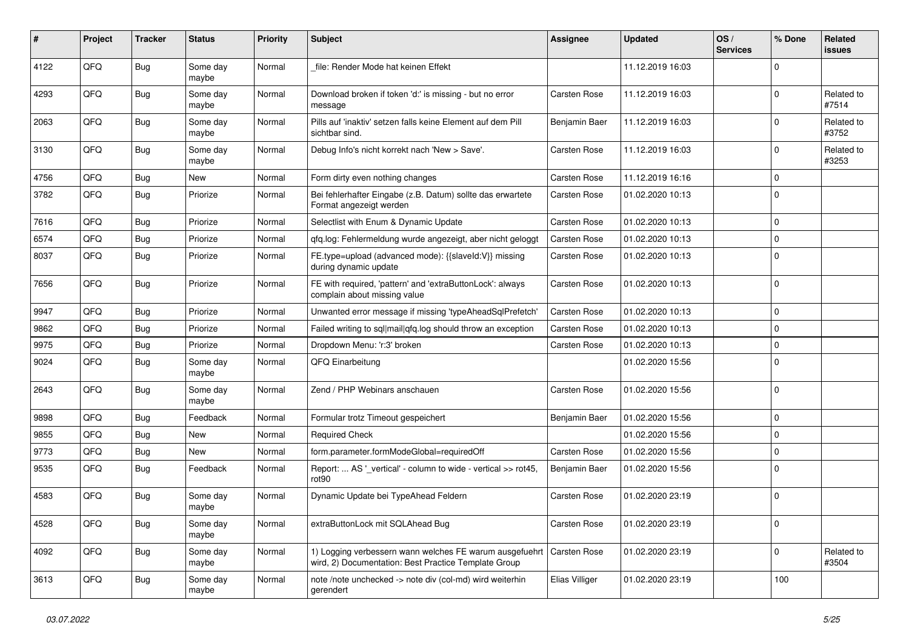| # | Project | Tracker | Status | Priority | Subject | Assignee | Updated | OS / Services | % Done | Related issues |
|---|---|---|---|---|---|---|---|---|---|---|
| 4122 | QFQ | Bug | Some day maybe | Normal | _file: Render Mode hat keinen Effekt | | 11.12.2019 16:03 | | 0 | |
| 4293 | QFQ | Bug | Some day maybe | Normal | Download broken if token 'd:' is missing - but no error message | Carsten Rose | 11.12.2019 16:03 | | 0 | Related to #7514 |
| 2063 | QFQ | Bug | Some day maybe | Normal | Pills auf 'inaktiv' setzen falls keine Element auf dem Pill sichtbar sind. | Benjamin Baer | 11.12.2019 16:03 | | 0 | Related to #3752 |
| 3130 | QFQ | Bug | Some day maybe | Normal | Debug Info's nicht korrekt nach 'New > Save'. | Carsten Rose | 11.12.2019 16:03 | | 0 | Related to #3253 |
| 4756 | QFQ | Bug | New | Normal | Form dirty even nothing changes | Carsten Rose | 11.12.2019 16:16 | | 0 | |
| 3782 | QFQ | Bug | Priorize | Normal | Bei fehlerhafter Eingabe (z.B. Datum) sollte das erwartete Format angezeigt werden | Carsten Rose | 01.02.2020 10:13 | | 0 | |
| 7616 | QFQ | Bug | Priorize | Normal | Selectlist with Enum & Dynamic Update | Carsten Rose | 01.02.2020 10:13 | | 0 | |
| 6574 | QFQ | Bug | Priorize | Normal | qfq.log: Fehlermeldung wurde angezeigt, aber nicht geloggt | Carsten Rose | 01.02.2020 10:13 | | 0 | |
| 8037 | QFQ | Bug | Priorize | Normal | FE.type=upload (advanced mode): {{slaveId:V}} missing during dynamic update | Carsten Rose | 01.02.2020 10:13 | | 0 | |
| 7656 | QFQ | Bug | Priorize | Normal | FE with required, 'pattern' and 'extraButtonLock': always complain about missing value | Carsten Rose | 01.02.2020 10:13 | | 0 | |
| 9947 | QFQ | Bug | Priorize | Normal | Unwanted error message if missing 'typeAheadSqlPrefetch' | Carsten Rose | 01.02.2020 10:13 | | 0 | |
| 9862 | QFQ | Bug | Priorize | Normal | Failed writing to sql\|mail\|qfq.log should throw an exception | Carsten Rose | 01.02.2020 10:13 | | 0 | |
| 9975 | QFQ | Bug | Priorize | Normal | Dropdown Menu: 'r:3' broken | Carsten Rose | 01.02.2020 10:13 | | 0 | |
| 9024 | QFQ | Bug | Some day maybe | Normal | QFQ Einarbeitung | | 01.02.2020 15:56 | | 0 | |
| 2643 | QFQ | Bug | Some day maybe | Normal | Zend / PHP Webinars anschauen | Carsten Rose | 01.02.2020 15:56 | | 0 | |
| 9898 | QFQ | Bug | Feedback | Normal | Formular trotz Timeout gespeichert | Benjamin Baer | 01.02.2020 15:56 | | 0 | |
| 9855 | QFQ | Bug | New | Normal | Required Check | | 01.02.2020 15:56 | | 0 | |
| 9773 | QFQ | Bug | New | Normal | form.parameter.formModeGlobal=requiredOff | Carsten Rose | 01.02.2020 15:56 | | 0 | |
| 9535 | QFQ | Bug | Feedback | Normal | Report: ... AS '_vertical' - column to wide - vertical >> rot45, rot90 | Benjamin Baer | 01.02.2020 15:56 | | 0 | |
| 4583 | QFQ | Bug | Some day maybe | Normal | Dynamic Update bei TypeAhead Feldern | Carsten Rose | 01.02.2020 23:19 | | 0 | |
| 4528 | QFQ | Bug | Some day maybe | Normal | extraButtonLock mit SQLAhead Bug | Carsten Rose | 01.02.2020 23:19 | | 0 | |
| 4092 | QFQ | Bug | Some day maybe | Normal | 1) Logging verbessern wann welches FE warum ausgefuehrt wird, 2) Documentation: Best Practice Template Group | Carsten Rose | 01.02.2020 23:19 | | 0 | Related to #3504 |
| 3613 | QFQ | Bug | Some day maybe | Normal | note /note unchecked -> note div (col-md) wird weiterhin gerendert | Elias Villiger | 01.02.2020 23:19 | | 100 | |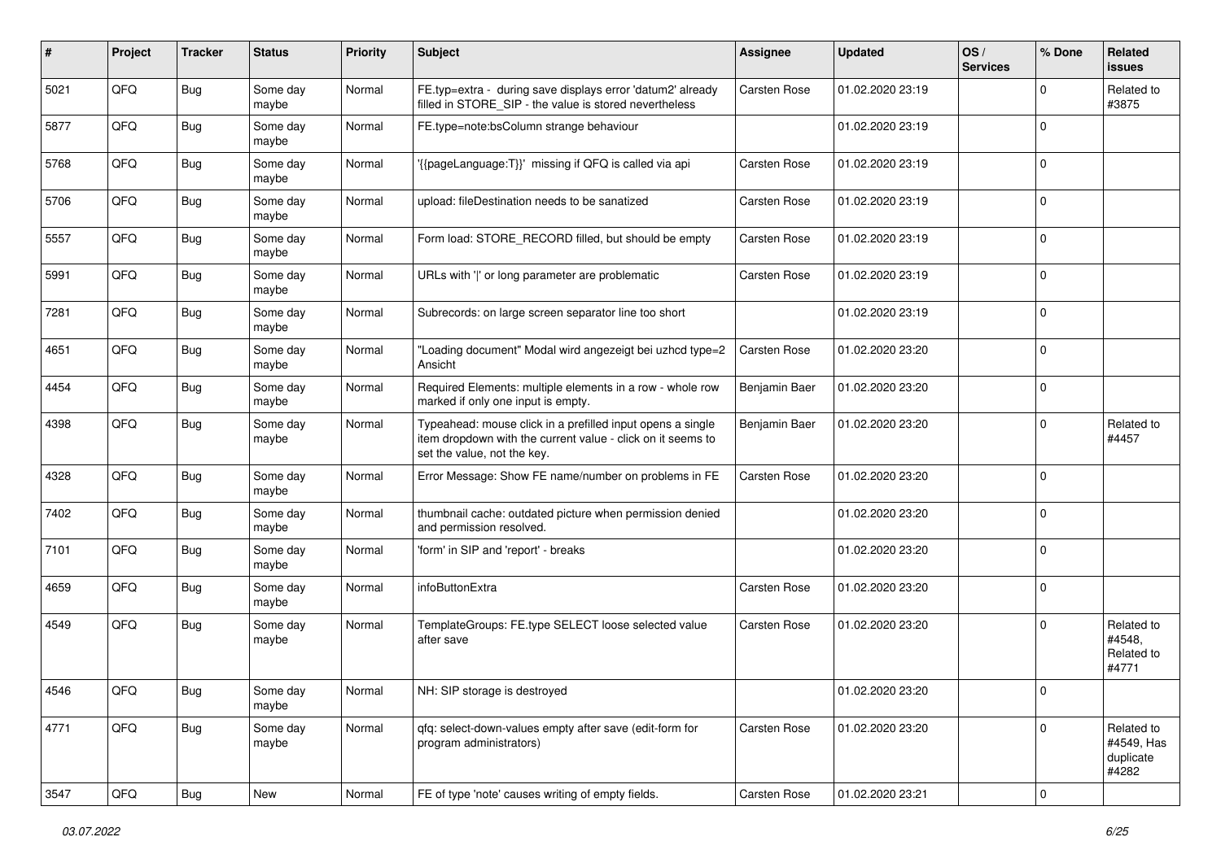| # | Project | Tracker | Status | Priority | Subject | Assignee | Updated | OS / Services | % Done | Related issues |
|---|---|---|---|---|---|---|---|---|---|---|
| 5021 | QFQ | Bug | Some day maybe | Normal | FE.typ=extra - during save displays error 'datum2' already filled in STORE_SIP - the value is stored nevertheless | Carsten Rose | 01.02.2020 23:19 | | 0 | Related to #3875 |
| 5877 | QFQ | Bug | Some day maybe | Normal | FE.type=note:bsColumn strange behaviour | | 01.02.2020 23:19 | | 0 | |
| 5768 | QFQ | Bug | Some day maybe | Normal | '{{pageLanguage:T}}' missing if QFQ is called via api | Carsten Rose | 01.02.2020 23:19 | | 0 | |
| 5706 | QFQ | Bug | Some day maybe | Normal | upload: fileDestination needs to be sanatized | Carsten Rose | 01.02.2020 23:19 | | 0 | |
| 5557 | QFQ | Bug | Some day maybe | Normal | Form load: STORE_RECORD filled, but should be empty | Carsten Rose | 01.02.2020 23:19 | | 0 | |
| 5991 | QFQ | Bug | Some day maybe | Normal | URLs with '\|' or long parameter are problematic | Carsten Rose | 01.02.2020 23:19 | | 0 | |
| 7281 | QFQ | Bug | Some day maybe | Normal | Subrecords: on large screen separator line too short | | 01.02.2020 23:19 | | 0 | |
| 4651 | QFQ | Bug | Some day maybe | Normal | "Loading document" Modal wird angezeigt bei uzhcd type=2 Ansicht | Carsten Rose | 01.02.2020 23:20 | | 0 | |
| 4454 | QFQ | Bug | Some day maybe | Normal | Required Elements: multiple elements in a row - whole row marked if only one input is empty. | Benjamin Baer | 01.02.2020 23:20 | | 0 | |
| 4398 | QFQ | Bug | Some day maybe | Normal | Typeahead: mouse click in a prefilled input opens a single item dropdown with the current value - click on it seems to set the value, not the key. | Benjamin Baer | 01.02.2020 23:20 | | 0 | Related to #4457 |
| 4328 | QFQ | Bug | Some day maybe | Normal | Error Message: Show FE name/number on problems in FE | Carsten Rose | 01.02.2020 23:20 | | 0 | |
| 7402 | QFQ | Bug | Some day maybe | Normal | thumbnail cache: outdated picture when permission denied and permission resolved. | | 01.02.2020 23:20 | | 0 | |
| 7101 | QFQ | Bug | Some day maybe | Normal | 'form' in SIP and 'report' - breaks | | 01.02.2020 23:20 | | 0 | |
| 4659 | QFQ | Bug | Some day maybe | Normal | infoButtonExtra | Carsten Rose | 01.02.2020 23:20 | | 0 | |
| 4549 | QFQ | Bug | Some day maybe | Normal | TemplateGroups: FE.type SELECT loose selected value after save | Carsten Rose | 01.02.2020 23:20 | | 0 | Related to #4548, Related to #4771 |
| 4546 | QFQ | Bug | Some day maybe | Normal | NH: SIP storage is destroyed | | 01.02.2020 23:20 | | 0 | |
| 4771 | QFQ | Bug | Some day maybe | Normal | qfq: select-down-values empty after save (edit-form for program administrators) | Carsten Rose | 01.02.2020 23:20 | | 0 | Related to #4549, Has duplicate #4282 |
| 3547 | QFQ | Bug | New | Normal | FE of type 'note' causes writing of empty fields. | Carsten Rose | 01.02.2020 23:21 | | 0 | |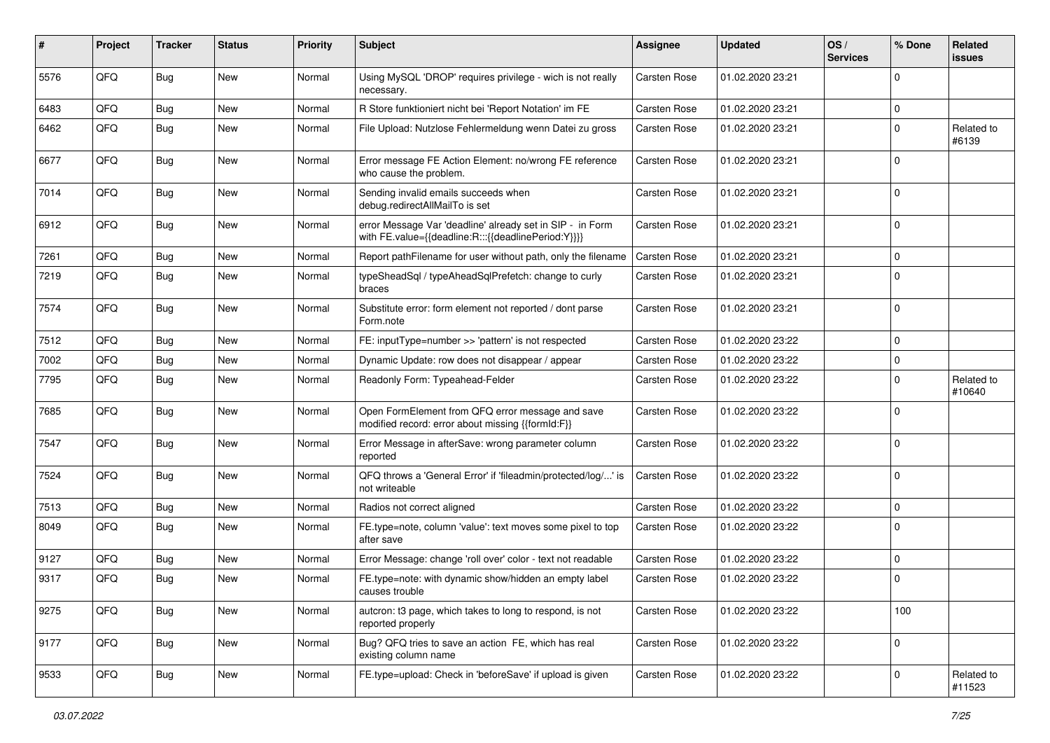| # | Project | Tracker | Status | Priority | Subject | Assignee | Updated | OS / Services | % Done | Related issues |
|---|---|---|---|---|---|---|---|---|---|---|
| 5576 | QFQ | Bug | New | Normal | Using MySQL 'DROP' requires privilege - wich is not really necessary. | Carsten Rose | 01.02.2020 23:21 | | 0 | |
| 6483 | QFQ | Bug | New | Normal | R Store funktioniert nicht bei 'Report Notation' im FE | Carsten Rose | 01.02.2020 23:21 | | 0 | |
| 6462 | QFQ | Bug | New | Normal | File Upload: Nutzlose Fehlermeldung wenn Datei zu gross | Carsten Rose | 01.02.2020 23:21 | | 0 | Related to #6139 |
| 6677 | QFQ | Bug | New | Normal | Error message FE Action Element: no/wrong FE reference who cause the problem. | Carsten Rose | 01.02.2020 23:21 | | 0 | |
| 7014 | QFQ | Bug | New | Normal | Sending invalid emails succeeds when debug.redirectAllMailTo is set | Carsten Rose | 01.02.2020 23:21 | | 0 | |
| 6912 | QFQ | Bug | New | Normal | error Message Var 'deadline' already set in SIP - in Form with FE.value={{deadline:R:::{{deadlinePeriod:Y}}}} | Carsten Rose | 01.02.2020 23:21 | | 0 | |
| 7261 | QFQ | Bug | New | Normal | Report pathFilename for user without path, only the filename | Carsten Rose | 01.02.2020 23:21 | | 0 | |
| 7219 | QFQ | Bug | New | Normal | typeSheadSql / typeAheadSqlPrefetch: change to curly braces | Carsten Rose | 01.02.2020 23:21 | | 0 | |
| 7574 | QFQ | Bug | New | Normal | Substitute error: form element not reported / dont parse Form.note | Carsten Rose | 01.02.2020 23:21 | | 0 | |
| 7512 | QFQ | Bug | New | Normal | FE: inputType=number >> 'pattern' is not respected | Carsten Rose | 01.02.2020 23:22 | | 0 | |
| 7002 | QFQ | Bug | New | Normal | Dynamic Update: row does not disappear / appear | Carsten Rose | 01.02.2020 23:22 | | 0 | |
| 7795 | QFQ | Bug | New | Normal | Readonly Form: Typeahead-Felder | Carsten Rose | 01.02.2020 23:22 | | 0 | Related to #10640 |
| 7685 | QFQ | Bug | New | Normal | Open FormElement from QFQ error message and save modified record: error about missing {{formId:F}} | Carsten Rose | 01.02.2020 23:22 | | 0 | |
| 7547 | QFQ | Bug | New | Normal | Error Message in afterSave: wrong parameter column reported | Carsten Rose | 01.02.2020 23:22 | | 0 | |
| 7524 | QFQ | Bug | New | Normal | QFQ throws a 'General Error' if 'fileadmin/protected/log/...' is not writeable | Carsten Rose | 01.02.2020 23:22 | | 0 | |
| 7513 | QFQ | Bug | New | Normal | Radios not correct aligned | Carsten Rose | 01.02.2020 23:22 | | 0 | |
| 8049 | QFQ | Bug | New | Normal | FE.type=note, column 'value': text moves some pixel to top after save | Carsten Rose | 01.02.2020 23:22 | | 0 | |
| 9127 | QFQ | Bug | New | Normal | Error Message: change 'roll over' color - text not readable | Carsten Rose | 01.02.2020 23:22 | | 0 | |
| 9317 | QFQ | Bug | New | Normal | FE.type=note: with dynamic show/hidden an empty label causes trouble | Carsten Rose | 01.02.2020 23:22 | | 0 | |
| 9275 | QFQ | Bug | New | Normal | autcron: t3 page, which takes to long to respond, is not reported properly | Carsten Rose | 01.02.2020 23:22 | | 100 | |
| 9177 | QFQ | Bug | New | Normal | Bug? QFQ tries to save an action FE, which has real existing column name | Carsten Rose | 01.02.2020 23:22 | | 0 | |
| 9533 | QFQ | Bug | New | Normal | FE.type=upload: Check in 'beforeSave' if upload is given | Carsten Rose | 01.02.2020 23:22 | | 0 | Related to #11523 |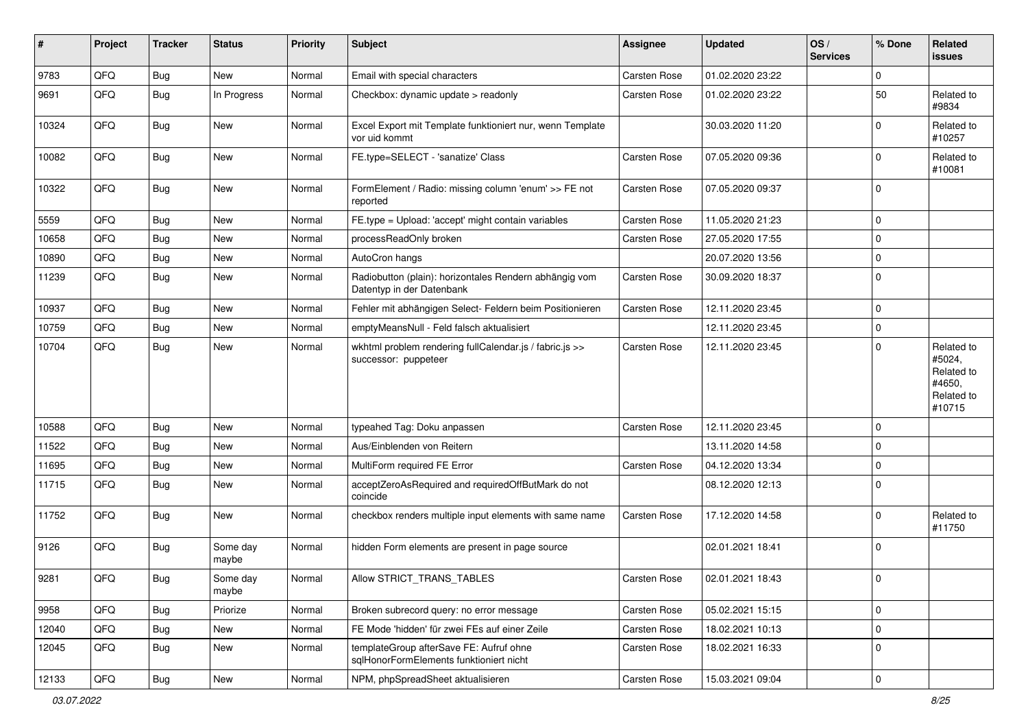| # | Project | Tracker | Status | Priority | Subject | Assignee | Updated | OS / Services | % Done | Related issues |
|---|---|---|---|---|---|---|---|---|---|---|
| 9783 | QFQ | Bug | New | Normal | Email with special characters | Carsten Rose | 01.02.2020 23:22 | | 0 | |
| 9691 | QFQ | Bug | In Progress | Normal | Checkbox: dynamic update > readonly | Carsten Rose | 01.02.2020 23:22 | | 50 | Related to #9834 |
| 10324 | QFQ | Bug | New | Normal | Excel Export mit Template funktioniert nur, wenn Template vor uid kommt | | 30.03.2020 11:20 | | 0 | Related to #10257 |
| 10082 | QFQ | Bug | New | Normal | FE.type=SELECT - 'sanatize' Class | Carsten Rose | 07.05.2020 09:36 | | 0 | Related to #10081 |
| 10322 | QFQ | Bug | New | Normal | FormElement / Radio: missing column 'enum' >> FE not reported | Carsten Rose | 07.05.2020 09:37 | | 0 | |
| 5559 | QFQ | Bug | New | Normal | FE.type = Upload: 'accept' might contain variables | Carsten Rose | 11.05.2020 21:23 | | 0 | |
| 10658 | QFQ | Bug | New | Normal | processReadOnly broken | Carsten Rose | 27.05.2020 17:55 | | 0 | |
| 10890 | QFQ | Bug | New | Normal | AutoCron hangs | | 20.07.2020 13:56 | | 0 | |
| 11239 | QFQ | Bug | New | Normal | Radiobutton (plain): horizontales Rendern abhängig vom Datentyp in der Datenbank | Carsten Rose | 30.09.2020 18:37 | | 0 | |
| 10937 | QFQ | Bug | New | Normal | Fehler mit abhängigen Select- Feldern beim Positionieren | Carsten Rose | 12.11.2020 23:45 | | 0 | |
| 10759 | QFQ | Bug | New | Normal | emptyMeansNull - Feld falsch aktualisiert | | 12.11.2020 23:45 | | 0 | |
| 10704 | QFQ | Bug | New | Normal | wkhtml problem rendering fullCalendar.js / fabric.js >> successor: puppeteer | Carsten Rose | 12.11.2020 23:45 | | 0 | Related to #5024, Related to #4650, Related to #10715 |
| 10588 | QFQ | Bug | New | Normal | typeahed Tag: Doku anpassen | Carsten Rose | 12.11.2020 23:45 | | 0 | |
| 11522 | QFQ | Bug | New | Normal | Aus/Einblenden von Reitern | | 13.11.2020 14:58 | | 0 | |
| 11695 | QFQ | Bug | New | Normal | MultiForm required FE Error | Carsten Rose | 04.12.2020 13:34 | | 0 | |
| 11715 | QFQ | Bug | New | Normal | acceptZeroAsRequired and requiredOffButMark do not coincide | | 08.12.2020 12:13 | | 0 | |
| 11752 | QFQ | Bug | New | Normal | checkbox renders multiple input elements with same name | Carsten Rose | 17.12.2020 14:58 | | 0 | Related to #11750 |
| 9126 | QFQ | Bug | Some day maybe | Normal | hidden Form elements are present in page source | | 02.01.2021 18:41 | | 0 | |
| 9281 | QFQ | Bug | Some day maybe | Normal | Allow STRICT_TRANS_TABLES | Carsten Rose | 02.01.2021 18:43 | | 0 | |
| 9958 | QFQ | Bug | Priorize | Normal | Broken subrecord query: no error message | Carsten Rose | 05.02.2021 15:15 | | 0 | |
| 12040 | QFQ | Bug | New | Normal | FE Mode 'hidden' für zwei FEs auf einer Zeile | Carsten Rose | 18.02.2021 10:13 | | 0 | |
| 12045 | QFQ | Bug | New | Normal | templateGroup afterSave FE: Aufruf ohne sqlHonorFormElements funktioniert nicht | Carsten Rose | 18.02.2021 16:33 | | 0 | |
| 12133 | QFQ | Bug | New | Normal | NPM, phpSpreadSheet aktualisieren | Carsten Rose | 15.03.2021 09:04 | | 0 | |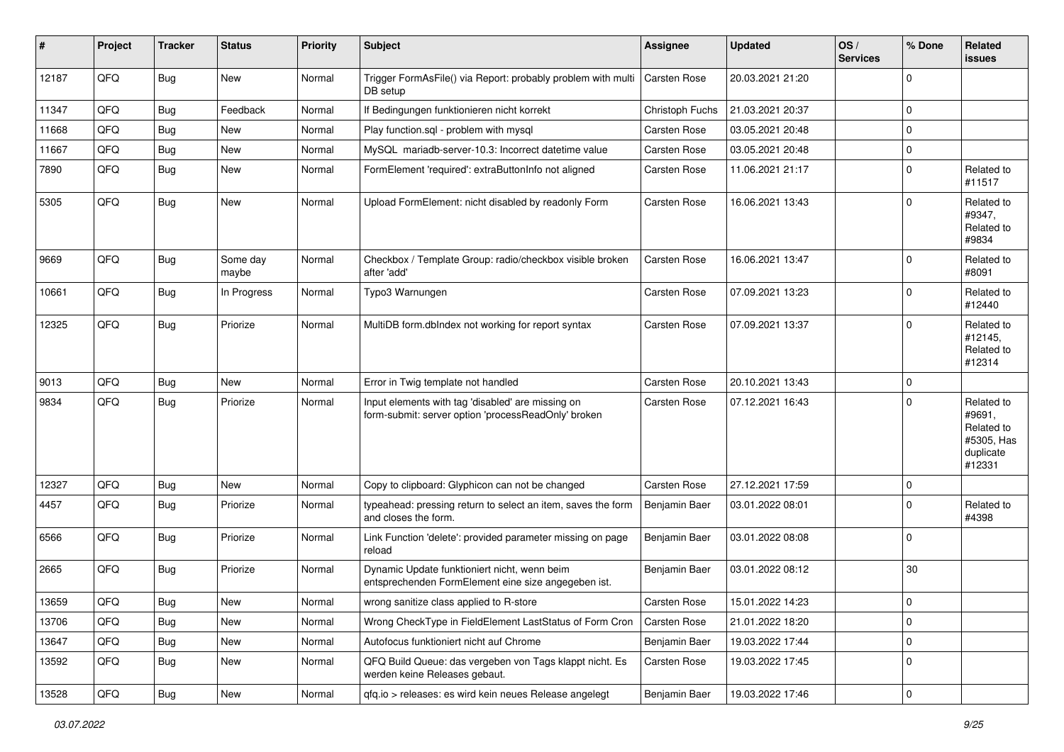| # | Project | Tracker | Status | Priority | Subject | Assignee | Updated | OS / Services | % Done | Related issues |
|---|---|---|---|---|---|---|---|---|---|---|
| 12187 | QFQ | Bug | New | Normal | Trigger FormAsFile() via Report: probably problem with multi DB setup | Carsten Rose | 20.03.2021 21:20 | | 0 | |
| 11347 | QFQ | Bug | Feedback | Normal | If Bedingungen funktionieren nicht korrekt | Christoph Fuchs | 21.03.2021 20:37 | | 0 | |
| 11668 | QFQ | Bug | New | Normal | Play function.sql - problem with mysql | Carsten Rose | 03.05.2021 20:48 | | 0 | |
| 11667 | QFQ | Bug | New | Normal | MySQL mariadb-server-10.3: Incorrect datetime value | Carsten Rose | 03.05.2021 20:48 | | 0 | |
| 7890 | QFQ | Bug | New | Normal | FormElement 'required': extraButtonInfo not aligned | Carsten Rose | 11.06.2021 21:17 | | 0 | Related to #11517 |
| 5305 | QFQ | Bug | New | Normal | Upload FormElement: nicht disabled by readonly Form | Carsten Rose | 16.06.2021 13:43 | | 0 | Related to #9347, Related to #9834 |
| 9669 | QFQ | Bug | Some day maybe | Normal | Checkbox / Template Group: radio/checkbox visible broken after 'add' | Carsten Rose | 16.06.2021 13:47 | | 0 | Related to #8091 |
| 10661 | QFQ | Bug | In Progress | Normal | Typo3 Warnungen | Carsten Rose | 07.09.2021 13:23 | | 0 | Related to #12440 |
| 12325 | QFQ | Bug | Priorize | Normal | MultiDB form.dbIndex not working for report syntax | Carsten Rose | 07.09.2021 13:37 | | 0 | Related to #12145, Related to #12314 |
| 9013 | QFQ | Bug | New | Normal | Error in Twig template not handled | Carsten Rose | 20.10.2021 13:43 | | 0 | |
| 9834 | QFQ | Bug | Priorize | Normal | Input elements with tag 'disabled' are missing on form-submit: server option 'processReadOnly' broken | Carsten Rose | 07.12.2021 16:43 | | 0 | Related to #9691, Related to #5305, Has duplicate #12331 |
| 12327 | QFQ | Bug | New | Normal | Copy to clipboard: Glyphicon can not be changed | Carsten Rose | 27.12.2021 17:59 | | 0 | |
| 4457 | QFQ | Bug | Priorize | Normal | typeahead: pressing return to select an item, saves the form and closes the form. | Benjamin Baer | 03.01.2022 08:01 | | 0 | Related to #4398 |
| 6566 | QFQ | Bug | Priorize | Normal | Link Function 'delete': provided parameter missing on page reload | Benjamin Baer | 03.01.2022 08:08 | | 0 | |
| 2665 | QFQ | Bug | Priorize | Normal | Dynamic Update funktioniert nicht, wenn beim entsprechenden FormElement eine size angegeben ist. | Benjamin Baer | 03.01.2022 08:12 | | 30 | |
| 13659 | QFQ | Bug | New | Normal | wrong sanitize class applied to R-store | Carsten Rose | 15.01.2022 14:23 | | 0 | |
| 13706 | QFQ | Bug | New | Normal | Wrong CheckType in FieldElement LastStatus of Form Cron | Carsten Rose | 21.01.2022 18:20 | | 0 | |
| 13647 | QFQ | Bug | New | Normal | Autofocus funktioniert nicht auf Chrome | Benjamin Baer | 19.03.2022 17:44 | | 0 | |
| 13592 | QFQ | Bug | New | Normal | QFQ Build Queue: das vergeben von Tags klappt nicht. Es werden keine Releases gebaut. | Carsten Rose | 19.03.2022 17:45 | | 0 | |
| 13528 | QFQ | Bug | New | Normal | qfq.io > releases: es wird kein neues Release angelegt | Benjamin Baer | 19.03.2022 17:46 | | 0 | |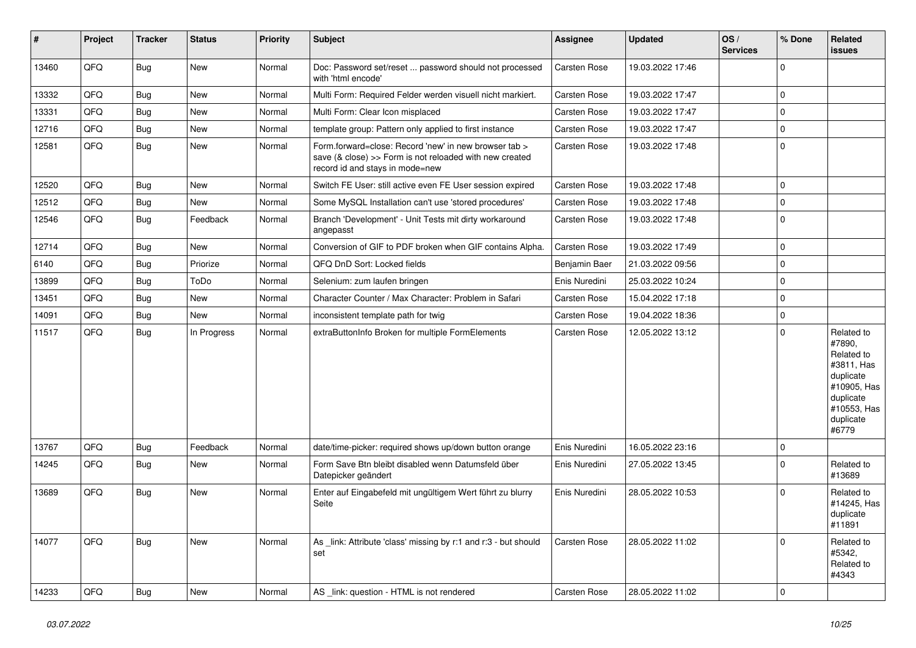| # | Project | Tracker | Status | Priority | Subject | Assignee | Updated | OS / Services | % Done | Related issues |
|---|---|---|---|---|---|---|---|---|---|---|
| 13460 | QFQ | Bug | New | Normal | Doc: Password set/reset ... password should not processed with 'html encode' | Carsten Rose | 19.03.2022 17:46 | | 0 | |
| 13332 | QFQ | Bug | New | Normal | Multi Form: Required Felder werden visuell nicht markiert. | Carsten Rose | 19.03.2022 17:47 | | 0 | |
| 13331 | QFQ | Bug | New | Normal | Multi Form: Clear Icon misplaced | Carsten Rose | 19.03.2022 17:47 | | 0 | |
| 12716 | QFQ | Bug | New | Normal | template group: Pattern only applied to first instance | Carsten Rose | 19.03.2022 17:47 | | 0 | |
| 12581 | QFQ | Bug | New | Normal | Form.forward=close: Record 'new' in new browser tab > save (& close) >> Form is not reloaded with new created record id and stays in mode=new | Carsten Rose | 19.03.2022 17:48 | | 0 | |
| 12520 | QFQ | Bug | New | Normal | Switch FE User: still active even FE User session expired | Carsten Rose | 19.03.2022 17:48 | | 0 | |
| 12512 | QFQ | Bug | New | Normal | Some MySQL Installation can't use 'stored procedures' | Carsten Rose | 19.03.2022 17:48 | | 0 | |
| 12546 | QFQ | Bug | Feedback | Normal | Branch 'Development' - Unit Tests mit dirty workaround angepasst | Carsten Rose | 19.03.2022 17:48 | | 0 | |
| 12714 | QFQ | Bug | New | Normal | Conversion of GIF to PDF broken when GIF contains Alpha. | Carsten Rose | 19.03.2022 17:49 | | 0 | |
| 6140 | QFQ | Bug | Priorize | Normal | QFQ DnD Sort: Locked fields | Benjamin Baer | 21.03.2022 09:56 | | 0 | |
| 13899 | QFQ | Bug | ToDo | Normal | Selenium: zum laufen bringen | Enis Nuredini | 25.03.2022 10:24 | | 0 | |
| 13451 | QFQ | Bug | New | Normal | Character Counter / Max Character: Problem in Safari | Carsten Rose | 15.04.2022 17:18 | | 0 | |
| 14091 | QFQ | Bug | New | Normal | inconsistent template path for twig | Carsten Rose | 19.04.2022 18:36 | | 0 | |
| 11517 | QFQ | Bug | In Progress | Normal | extraButtonInfo Broken for multiple FormElements | Carsten Rose | 12.05.2022 13:12 | | 0 | Related to #7890, Related to #3811, Has duplicate #10905, Has duplicate #10553, Has duplicate #6779 |
| 13767 | QFQ | Bug | Feedback | Normal | date/time-picker: required shows up/down button orange | Enis Nuredini | 16.05.2022 23:16 | | 0 | |
| 14245 | QFQ | Bug | New | Normal | Form Save Btn bleibt disabled wenn Datumsfeld über Datepicker geändert | Enis Nuredini | 27.05.2022 13:45 | | 0 | Related to #13689 |
| 13689 | QFQ | Bug | New | Normal | Enter auf Eingabefeld mit ungültigem Wert führt zu blurry Seite | Enis Nuredini | 28.05.2022 10:53 | | 0 | Related to #14245, Has duplicate #11891 |
| 14077 | QFQ | Bug | New | Normal | As _link: Attribute 'class' missing by r:1 and r:3 - but should set | Carsten Rose | 28.05.2022 11:02 | | 0 | Related to #5342, Related to #4343 |
| 14233 | QFQ | Bug | New | Normal | AS _link: question - HTML is not rendered | Carsten Rose | 28.05.2022 11:02 | | 0 | |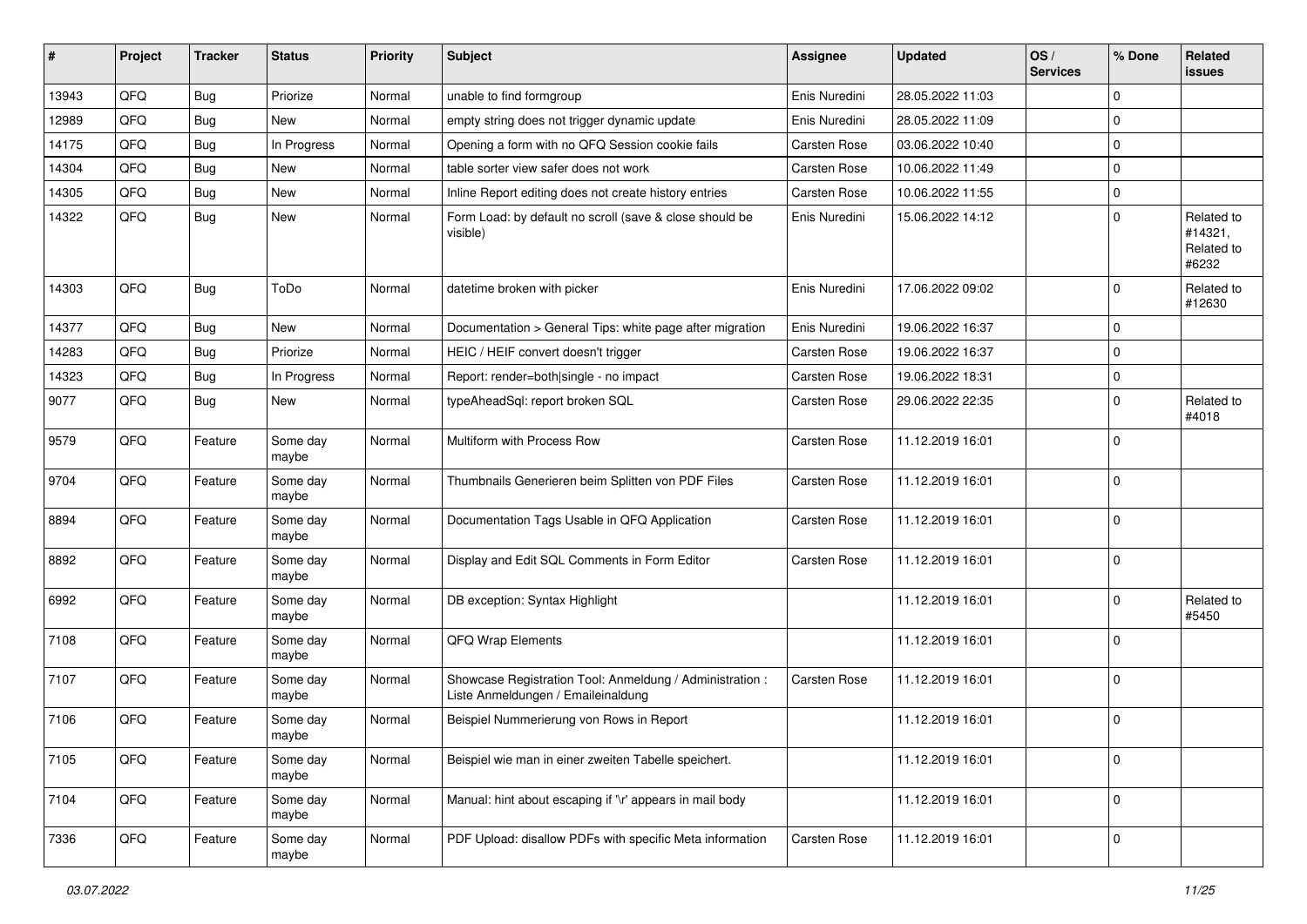| # | Project | Tracker | Status | Priority | Subject | Assignee | Updated | OS / Services | % Done | Related issues |
|---|---|---|---|---|---|---|---|---|---|---|
| 13943 | QFQ | Bug | Priorize | Normal | unable to find formgroup | Enis Nuredini | 28.05.2022 11:03 | | 0 | |
| 12989 | QFQ | Bug | New | Normal | empty string does not trigger dynamic update | Enis Nuredini | 28.05.2022 11:09 | | 0 | |
| 14175 | QFQ | Bug | In Progress | Normal | Opening a form with no QFQ Session cookie fails | Carsten Rose | 03.06.2022 10:40 | | 0 | |
| 14304 | QFQ | Bug | New | Normal | table sorter view safer does not work | Carsten Rose | 10.06.2022 11:49 | | 0 | |
| 14305 | QFQ | Bug | New | Normal | Inline Report editing does not create history entries | Carsten Rose | 10.06.2022 11:55 | | 0 | |
| 14322 | QFQ | Bug | New | Normal | Form Load: by default no scroll (save & close should be visible) | Enis Nuredini | 15.06.2022 14:12 | | 0 | Related to #14321, Related to #6232 |
| 14303 | QFQ | Bug | ToDo | Normal | datetime broken with picker | Enis Nuredini | 17.06.2022 09:02 | | 0 | Related to #12630 |
| 14377 | QFQ | Bug | New | Normal | Documentation > General Tips: white page after migration | Enis Nuredini | 19.06.2022 16:37 | | 0 | |
| 14283 | QFQ | Bug | Priorize | Normal | HEIC / HEIF convert doesn't trigger | Carsten Rose | 19.06.2022 16:37 | | 0 | |
| 14323 | QFQ | Bug | In Progress | Normal | Report: render=both\|single - no impact | Carsten Rose | 19.06.2022 18:31 | | 0 | |
| 9077 | QFQ | Bug | New | Normal | typeAheadSql: report broken SQL | Carsten Rose | 29.06.2022 22:35 | | 0 | Related to #4018 |
| 9579 | QFQ | Feature | Some day maybe | Normal | Multiform with Process Row | Carsten Rose | 11.12.2019 16:01 | | 0 | |
| 9704 | QFQ | Feature | Some day maybe | Normal | Thumbnails Generieren beim Splitten von PDF Files | Carsten Rose | 11.12.2019 16:01 | | 0 | |
| 8894 | QFQ | Feature | Some day maybe | Normal | Documentation Tags Usable in QFQ Application | Carsten Rose | 11.12.2019 16:01 | | 0 | |
| 8892 | QFQ | Feature | Some day maybe | Normal | Display and Edit SQL Comments in Form Editor | Carsten Rose | 11.12.2019 16:01 | | 0 | |
| 6992 | QFQ | Feature | Some day maybe | Normal | DB exception: Syntax Highlight | | 11.12.2019 16:01 | | 0 | Related to #5450 |
| 7108 | QFQ | Feature | Some day maybe | Normal | QFQ Wrap Elements | | 11.12.2019 16:01 | | 0 | |
| 7107 | QFQ | Feature | Some day maybe | Normal | Showcase Registration Tool: Anmeldung / Administration : Liste Anmeldungen / Emaileinaldung | Carsten Rose | 11.12.2019 16:01 | | 0 | |
| 7106 | QFQ | Feature | Some day maybe | Normal | Beispiel Nummerierung von Rows in Report | | 11.12.2019 16:01 | | 0 | |
| 7105 | QFQ | Feature | Some day maybe | Normal | Beispiel wie man in einer zweiten Tabelle speichert. | | 11.12.2019 16:01 | | 0 | |
| 7104 | QFQ | Feature | Some day maybe | Normal | Manual: hint about escaping if '\r' appears in mail body | | 11.12.2019 16:01 | | 0 | |
| 7336 | QFQ | Feature | Some day maybe | Normal | PDF Upload: disallow PDFs with specific Meta information | Carsten Rose | 11.12.2019 16:01 | | 0 | |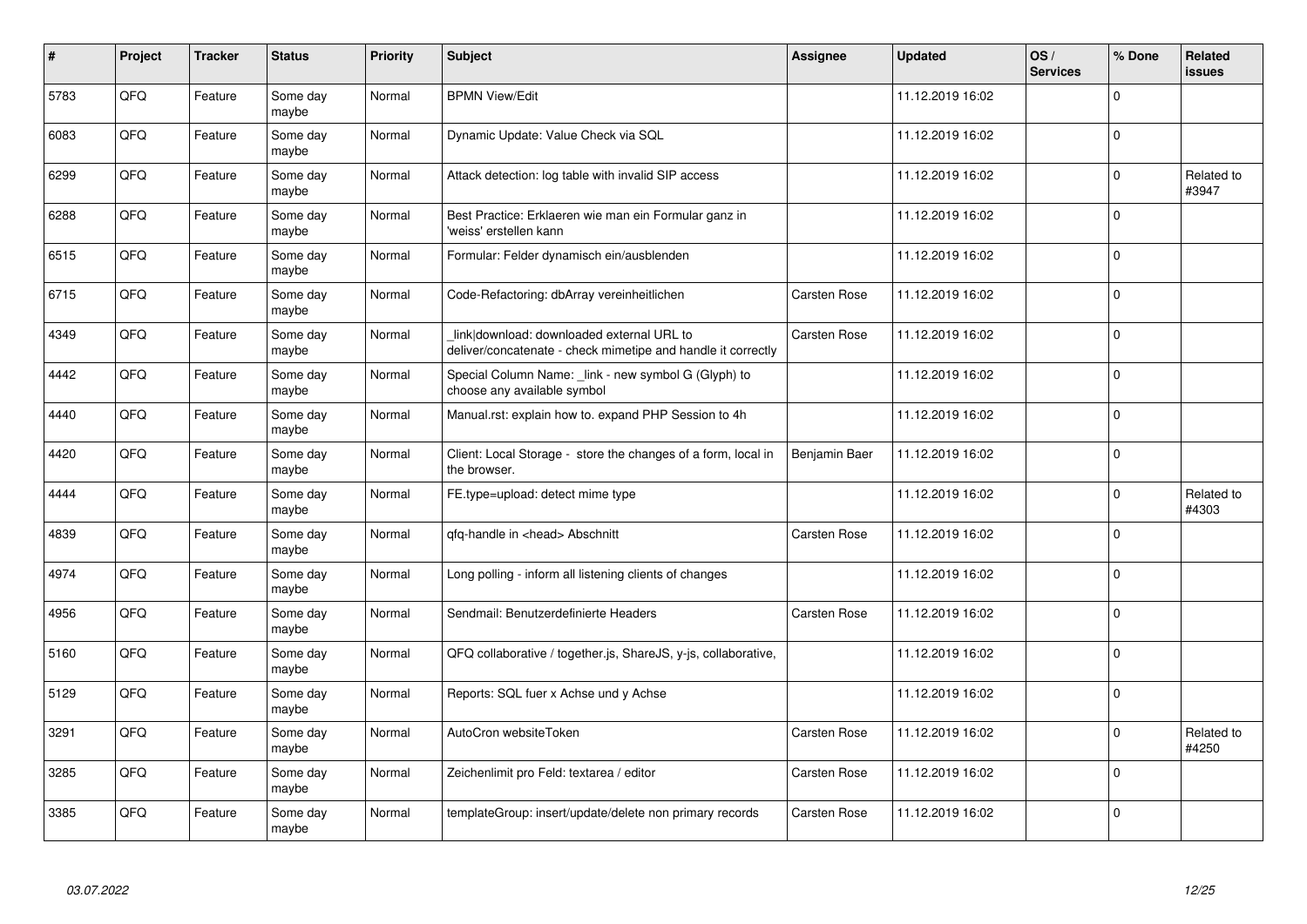| # | Project | Tracker | Status | Priority | Subject | Assignee | Updated | OS / Services | % Done | Related issues |
|---|---|---|---|---|---|---|---|---|---|---|
| 5783 | QFQ | Feature | Some day maybe | Normal | BPMN View/Edit | | 11.12.2019 16:02 | | 0 | |
| 6083 | QFQ | Feature | Some day maybe | Normal | Dynamic Update: Value Check via SQL | | 11.12.2019 16:02 | | 0 | |
| 6299 | QFQ | Feature | Some day maybe | Normal | Attack detection: log table with invalid SIP access | | 11.12.2019 16:02 | | 0 | Related to #3947 |
| 6288 | QFQ | Feature | Some day maybe | Normal | Best Practice: Erklaeren wie man ein Formular ganz in 'weiss' erstellen kann | | 11.12.2019 16:02 | | 0 | |
| 6515 | QFQ | Feature | Some day maybe | Normal | Formular: Felder dynamisch ein/ausblenden | | 11.12.2019 16:02 | | 0 | |
| 6715 | QFQ | Feature | Some day maybe | Normal | Code-Refactoring: dbArray vereinheitlichen | Carsten Rose | 11.12.2019 16:02 | | 0 | |
| 4349 | QFQ | Feature | Some day maybe | Normal | _link\|download: downloaded external URL to deliver/concatenate - check mimetipe and handle it correctly | Carsten Rose | 11.12.2019 16:02 | | 0 | |
| 4442 | QFQ | Feature | Some day maybe | Normal | Special Column Name: _link - new symbol G (Glyph) to choose any available symbol | | 11.12.2019 16:02 | | 0 | |
| 4440 | QFQ | Feature | Some day maybe | Normal | Manual.rst: explain how to. expand PHP Session to 4h | | 11.12.2019 16:02 | | 0 | |
| 4420 | QFQ | Feature | Some day maybe | Normal | Client: Local Storage - store the changes of a form, local in the browser. | Benjamin Baer | 11.12.2019 16:02 | | 0 | |
| 4444 | QFQ | Feature | Some day maybe | Normal | FE.type=upload: detect mime type | | 11.12.2019 16:02 | | 0 | Related to #4303 |
| 4839 | QFQ | Feature | Some day maybe | Normal | qfq-handle in <head> Abschnitt | Carsten Rose | 11.12.2019 16:02 | | 0 | |
| 4974 | QFQ | Feature | Some day maybe | Normal | Long polling - inform all listening clients of changes | | 11.12.2019 16:02 | | 0 | |
| 4956 | QFQ | Feature | Some day maybe | Normal | Sendmail: Benutzerdefinierte Headers | Carsten Rose | 11.12.2019 16:02 | | 0 | |
| 5160 | QFQ | Feature | Some day maybe | Normal | QFQ collaborative / together.js, ShareJS, y-js, collaborative, | | 11.12.2019 16:02 | | 0 | |
| 5129 | QFQ | Feature | Some day maybe | Normal | Reports: SQL fuer x Achse und y Achse | | 11.12.2019 16:02 | | 0 | |
| 3291 | QFQ | Feature | Some day maybe | Normal | AutoCron websiteToken | Carsten Rose | 11.12.2019 16:02 | | 0 | Related to #4250 |
| 3285 | QFQ | Feature | Some day maybe | Normal | Zeichenlimit pro Feld: textarea / editor | Carsten Rose | 11.12.2019 16:02 | | 0 | |
| 3385 | QFQ | Feature | Some day maybe | Normal | templateGroup: insert/update/delete non primary records | Carsten Rose | 11.12.2019 16:02 | | 0 | |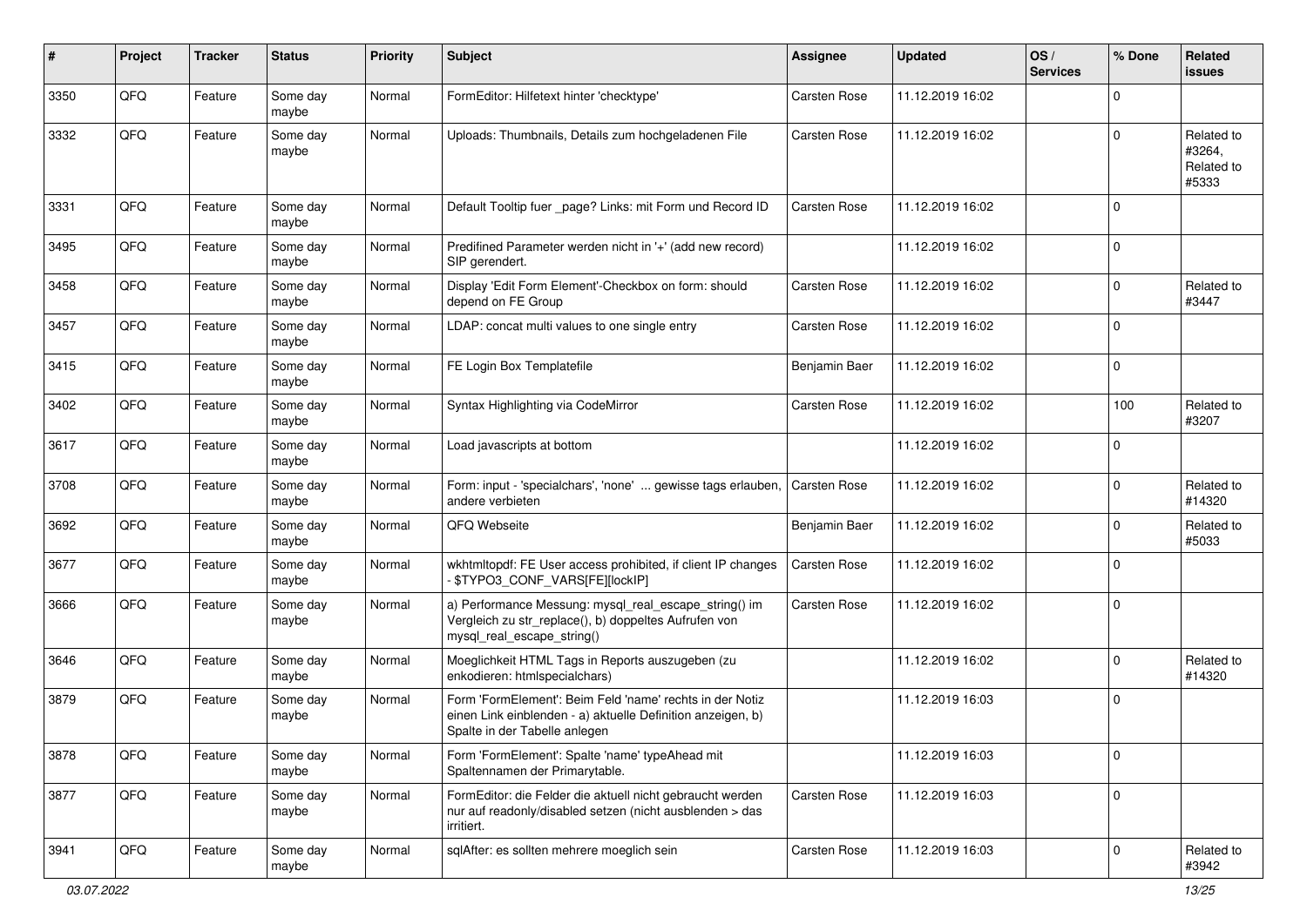| # | Project | Tracker | Status | Priority | Subject | Assignee | Updated | OS / Services | % Done | Related issues |
|---|---|---|---|---|---|---|---|---|---|---|
| 3350 | QFQ | Feature | Some day maybe | Normal | FormEditor: Hilfetext hinter 'checktype' | Carsten Rose | 11.12.2019 16:02 | | 0 | |
| 3332 | QFQ | Feature | Some day maybe | Normal | Uploads: Thumbnails, Details zum hochgeladenen File | Carsten Rose | 11.12.2019 16:02 | | 0 | Related to #3264, Related to #5333 |
| 3331 | QFQ | Feature | Some day maybe | Normal | Default Tooltip fuer _page? Links: mit Form und Record ID | Carsten Rose | 11.12.2019 16:02 | | 0 | |
| 3495 | QFQ | Feature | Some day maybe | Normal | Predifined Parameter werden nicht in '+' (add new record) SIP gerendert. | | 11.12.2019 16:02 | | 0 | |
| 3458 | QFQ | Feature | Some day maybe | Normal | Display 'Edit Form Element'-Checkbox on form: should depend on FE Group | Carsten Rose | 11.12.2019 16:02 | | 0 | Related to #3447 |
| 3457 | QFQ | Feature | Some day maybe | Normal | LDAP: concat multi values to one single entry | Carsten Rose | 11.12.2019 16:02 | | 0 | |
| 3415 | QFQ | Feature | Some day maybe | Normal | FE Login Box Templatefile | Benjamin Baer | 11.12.2019 16:02 | | 0 | |
| 3402 | QFQ | Feature | Some day maybe | Normal | Syntax Highlighting via CodeMirror | Carsten Rose | 11.12.2019 16:02 | | 100 | Related to #3207 |
| 3617 | QFQ | Feature | Some day maybe | Normal | Load javascripts at bottom | | 11.12.2019 16:02 | | 0 | |
| 3708 | QFQ | Feature | Some day maybe | Normal | Form: input - 'specialchars', 'none' ... gewisse tags erlauben, andere verbieten | Carsten Rose | 11.12.2019 16:02 | | 0 | Related to #14320 |
| 3692 | QFQ | Feature | Some day maybe | Normal | QFQ Webseite | Benjamin Baer | 11.12.2019 16:02 | | 0 | Related to #5033 |
| 3677 | QFQ | Feature | Some day maybe | Normal | wkhtmltopdf: FE User access prohibited, if client IP changes - $TYPO3_CONF_VARS[FE][lockIP] | Carsten Rose | 11.12.2019 16:02 | | 0 | |
| 3666 | QFQ | Feature | Some day maybe | Normal | a) Performance Messung: mysql_real_escape_string() im Vergleich zu str_replace(), b) doppeltes Aufrufen von mysql_real_escape_string() | Carsten Rose | 11.12.2019 16:02 | | 0 | |
| 3646 | QFQ | Feature | Some day maybe | Normal | Moeglichkeit HTML Tags in Reports auszugeben (zu enkodieren: htmlspecialchars) | | 11.12.2019 16:02 | | 0 | Related to #14320 |
| 3879 | QFQ | Feature | Some day maybe | Normal | Form 'FormElement': Beim Feld 'name' rechts in der Notiz einen Link einblenden - a) aktuelle Definition anzeigen, b) Spalte in der Tabelle anlegen | | 11.12.2019 16:03 | | 0 | |
| 3878 | QFQ | Feature | Some day maybe | Normal | Form 'FormElement': Spalte 'name' typeAhead mit Spaltennamen der Primarytable. | | 11.12.2019 16:03 | | 0 | |
| 3877 | QFQ | Feature | Some day maybe | Normal | FormEditor: die Felder die aktuell nicht gebraucht werden nur auf readonly/disabled setzen (nicht ausblenden > das irritiert. | Carsten Rose | 11.12.2019 16:03 | | 0 | |
| 3941 | QFQ | Feature | Some day maybe | Normal | sqlAfter: es sollten mehrere moeglich sein | Carsten Rose | 11.12.2019 16:03 | | 0 | Related to #3942 |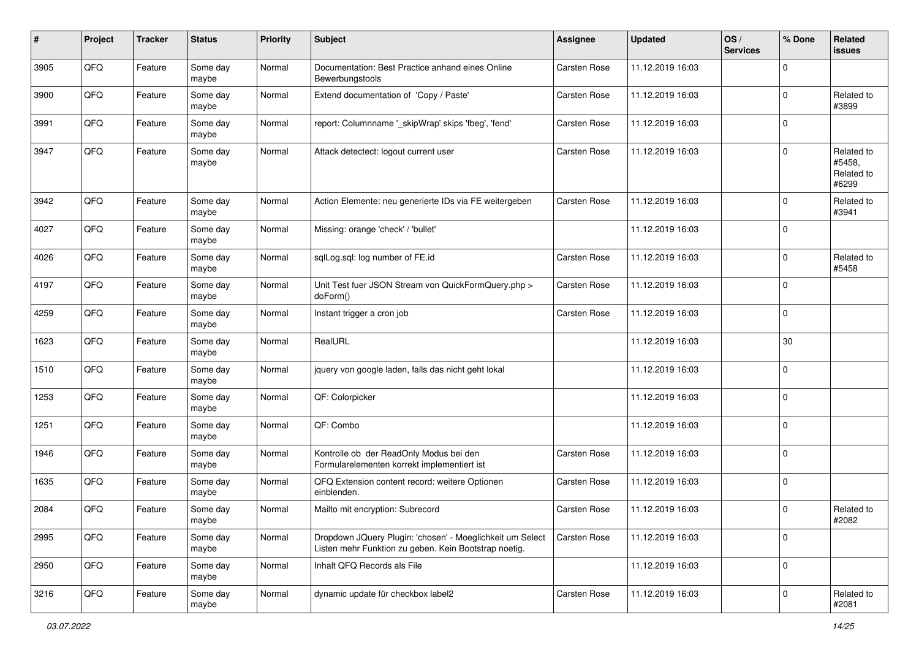| # | Project | Tracker | Status | Priority | Subject | Assignee | Updated | OS / Services | % Done | Related issues |
|---|---|---|---|---|---|---|---|---|---|---|
| 3905 | QFQ | Feature | Some day maybe | Normal | Documentation: Best Practice anhand eines Online Bewerbungstools | Carsten Rose | 11.12.2019 16:03 | | 0 | |
| 3900 | QFQ | Feature | Some day maybe | Normal | Extend documentation of 'Copy / Paste' | Carsten Rose | 11.12.2019 16:03 | | 0 | Related to #3899 |
| 3991 | QFQ | Feature | Some day maybe | Normal | report: Columnname '_skipWrap' skips 'fbeg', 'fend' | Carsten Rose | 11.12.2019 16:03 | | 0 | |
| 3947 | QFQ | Feature | Some day maybe | Normal | Attack detectect: logout current user | Carsten Rose | 11.12.2019 16:03 | | 0 | Related to #5458, Related to #6299 |
| 3942 | QFQ | Feature | Some day maybe | Normal | Action Elemente: neu generierte IDs via FE weitergeben | Carsten Rose | 11.12.2019 16:03 | | 0 | Related to #3941 |
| 4027 | QFQ | Feature | Some day maybe | Normal | Missing: orange 'check' / 'bullet' | | 11.12.2019 16:03 | | 0 | |
| 4026 | QFQ | Feature | Some day maybe | Normal | sqlLog.sql: log number of FE.id | Carsten Rose | 11.12.2019 16:03 | | 0 | Related to #5458 |
| 4197 | QFQ | Feature | Some day maybe | Normal | Unit Test fuer JSON Stream von QuickFormQuery.php > doForm() | Carsten Rose | 11.12.2019 16:03 | | 0 | |
| 4259 | QFQ | Feature | Some day maybe | Normal | Instant trigger a cron job | Carsten Rose | 11.12.2019 16:03 | | 0 | |
| 1623 | QFQ | Feature | Some day maybe | Normal | RealURL | | 11.12.2019 16:03 | | 30 | |
| 1510 | QFQ | Feature | Some day maybe | Normal | jquery von google laden, falls das nicht geht lokal | | 11.12.2019 16:03 | | 0 | |
| 1253 | QFQ | Feature | Some day maybe | Normal | QF: Colorpicker | | 11.12.2019 16:03 | | 0 | |
| 1251 | QFQ | Feature | Some day maybe | Normal | QF: Combo | | 11.12.2019 16:03 | | 0 | |
| 1946 | QFQ | Feature | Some day maybe | Normal | Kontrolle ob der ReadOnly Modus bei den Formularelementen korrekt implementiert ist | Carsten Rose | 11.12.2019 16:03 | | 0 | |
| 1635 | QFQ | Feature | Some day maybe | Normal | QFQ Extension content record: weitere Optionen einblenden. | Carsten Rose | 11.12.2019 16:03 | | 0 | |
| 2084 | QFQ | Feature | Some day maybe | Normal | Mailto mit encryption: Subrecord | Carsten Rose | 11.12.2019 16:03 | | 0 | Related to #2082 |
| 2995 | QFQ | Feature | Some day maybe | Normal | Dropdown JQuery Plugin: 'chosen' - Moeglichkeit um Select Listen mehr Funktion zu geben. Kein Bootstrap noetig. | Carsten Rose | 11.12.2019 16:03 | | 0 | |
| 2950 | QFQ | Feature | Some day maybe | Normal | Inhalt QFQ Records als File | | 11.12.2019 16:03 | | 0 | |
| 3216 | QFQ | Feature | Some day maybe | Normal | dynamic update für checkbox label2 | Carsten Rose | 11.12.2019 16:03 | | 0 | Related to #2081 |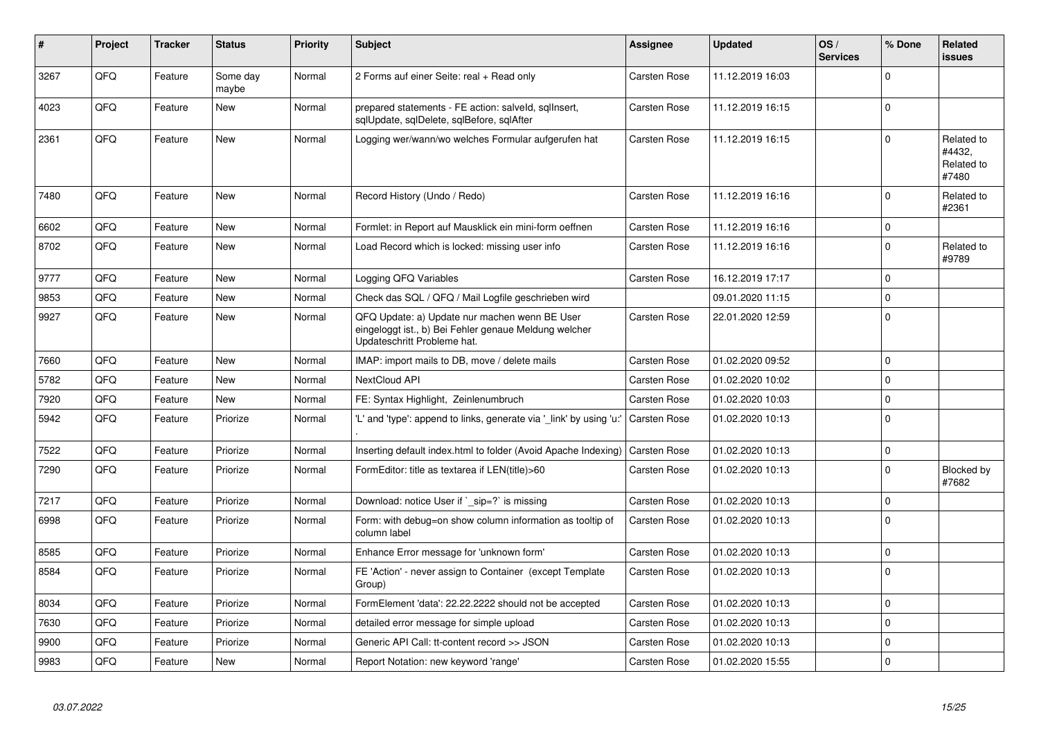| # | Project | Tracker | Status | Priority | Subject | Assignee | Updated | OS / Services | % Done | Related issues |
|---|---|---|---|---|---|---|---|---|---|---|
| 3267 | QFQ | Feature | Some day maybe | Normal | 2 Forms auf einer Seite: real + Read only | Carsten Rose | 11.12.2019 16:03 | | 0 | |
| 4023 | QFQ | Feature | New | Normal | prepared statements - FE action: salveld, sqlInsert, sqlUpdate, sqlDelete, sqlBefore, sqlAfter | Carsten Rose | 11.12.2019 16:15 | | 0 | |
| 2361 | QFQ | Feature | New | Normal | Logging wer/wann/wo welches Formular aufgerufen hat | Carsten Rose | 11.12.2019 16:15 | | 0 | Related to #4432, Related to #7480 |
| 7480 | QFQ | Feature | New | Normal | Record History (Undo / Redo) | Carsten Rose | 11.12.2019 16:16 | | 0 | Related to #2361 |
| 6602 | QFQ | Feature | New | Normal | Formlet: in Report auf Mausklick ein mini-form oeffnen | Carsten Rose | 11.12.2019 16:16 | | 0 | |
| 8702 | QFQ | Feature | New | Normal | Load Record which is locked: missing user info | Carsten Rose | 11.12.2019 16:16 | | 0 | Related to #9789 |
| 9777 | QFQ | Feature | New | Normal | Logging QFQ Variables | Carsten Rose | 16.12.2019 17:17 | | 0 | |
| 9853 | QFQ | Feature | New | Normal | Check das SQL / QFQ / Mail Logfile geschrieben wird | | 09.01.2020 11:15 | | 0 | |
| 9927 | QFQ | Feature | New | Normal | QFQ Update: a) Update nur machen wenn BE User eingeloggt ist., b) Bei Fehler genaue Meldung welcher Updateschritt Probleme hat. | Carsten Rose | 22.01.2020 12:59 | | 0 | |
| 7660 | QFQ | Feature | New | Normal | IMAP: import mails to DB, move / delete mails | Carsten Rose | 01.02.2020 09:52 | | 0 | |
| 5782 | QFQ | Feature | New | Normal | NextCloud API | Carsten Rose | 01.02.2020 10:02 | | 0 | |
| 7920 | QFQ | Feature | New | Normal | FE: Syntax Highlight, Zeinlenumbruch | Carsten Rose | 01.02.2020 10:03 | | 0 | |
| 5942 | QFQ | Feature | Priorize | Normal | 'L' and 'type': append to links, generate via '_link' by using 'u:' . | Carsten Rose | 01.02.2020 10:13 | | 0 | |
| 7522 | QFQ | Feature | Priorize | Normal | Inserting default index.html to folder (Avoid Apache Indexing) | Carsten Rose | 01.02.2020 10:13 | | 0 | |
| 7290 | QFQ | Feature | Priorize | Normal | FormEditor: title as textarea if LEN(title)>60 | Carsten Rose | 01.02.2020 10:13 | | 0 | Blocked by #7682 |
| 7217 | QFQ | Feature | Priorize | Normal | Download: notice User if `_sip=?` is missing | Carsten Rose | 01.02.2020 10:13 | | 0 | |
| 6998 | QFQ | Feature | Priorize | Normal | Form: with debug=on show column information as tooltip of column label | Carsten Rose | 01.02.2020 10:13 | | 0 | |
| 8585 | QFQ | Feature | Priorize | Normal | Enhance Error message for 'unknown form' | Carsten Rose | 01.02.2020 10:13 | | 0 | |
| 8584 | QFQ | Feature | Priorize | Normal | FE 'Action' - never assign to Container (except Template Group) | Carsten Rose | 01.02.2020 10:13 | | 0 | |
| 8034 | QFQ | Feature | Priorize | Normal | FormElement 'data': 22.22.2222 should not be accepted | Carsten Rose | 01.02.2020 10:13 | | 0 | |
| 7630 | QFQ | Feature | Priorize | Normal | detailed error message for simple upload | Carsten Rose | 01.02.2020 10:13 | | 0 | |
| 9900 | QFQ | Feature | Priorize | Normal | Generic API Call: tt-content record >> JSON | Carsten Rose | 01.02.2020 10:13 | | 0 | |
| 9983 | QFQ | Feature | New | Normal | Report Notation: new keyword 'range' | Carsten Rose | 01.02.2020 15:55 | | 0 | |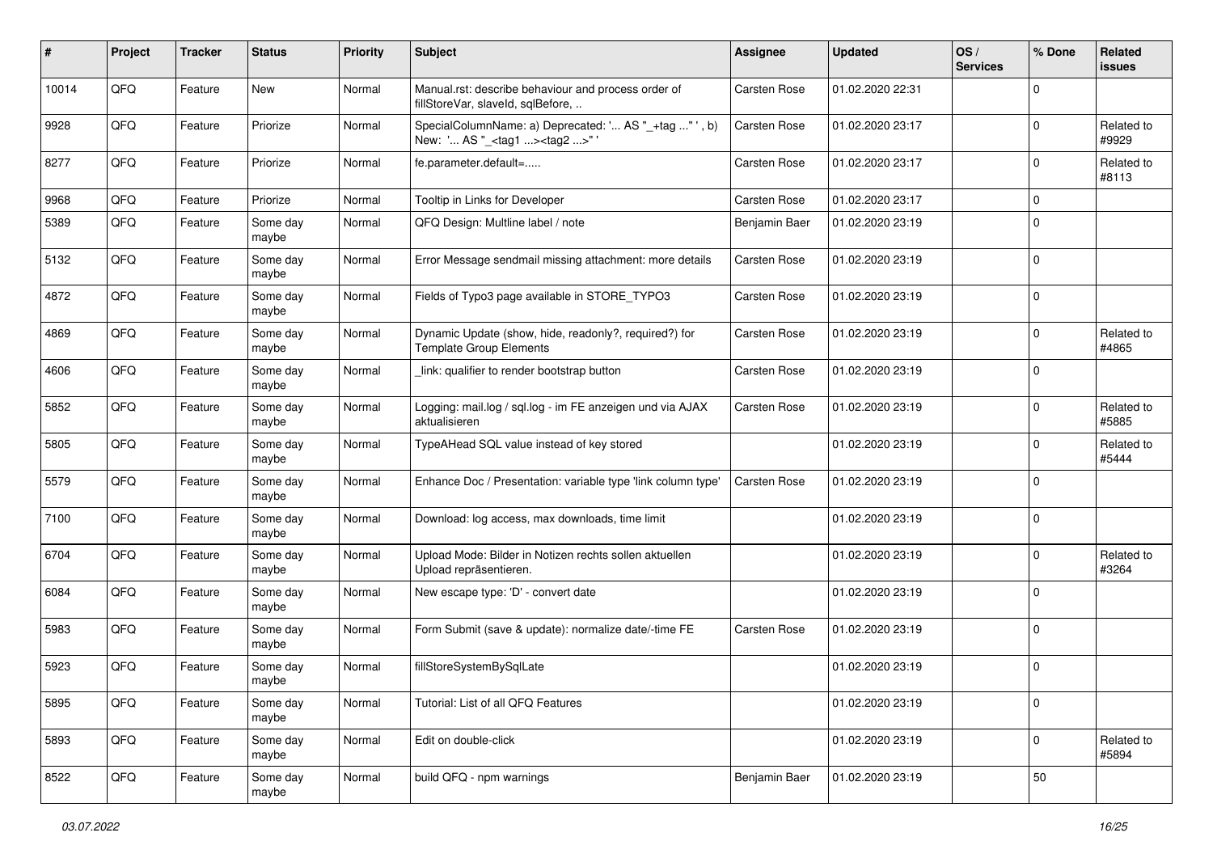| # | Project | Tracker | Status | Priority | Subject | Assignee | Updated | OS / Services | % Done | Related issues |
|---|---|---|---|---|---|---|---|---|---|---|
| 10014 | QFQ | Feature | New | Normal | Manual.rst: describe behaviour and process order of fillStoreVar, slaveId, sqlBefore, .. | Carsten Rose | 01.02.2020 22:31 | | 0 | |
| 9928 | QFQ | Feature | Priorize | Normal | SpecialColumnName: a) Deprecated: '... AS "_+tag ..." ', b) New: '... AS "_<tag1 ...><tag2 ...>" ' | Carsten Rose | 01.02.2020 23:17 | | 0 | Related to #9929 |
| 8277 | QFQ | Feature | Priorize | Normal | fe.parameter.default=..... | Carsten Rose | 01.02.2020 23:17 | | 0 | Related to #8113 |
| 9968 | QFQ | Feature | Priorize | Normal | Tooltip in Links for Developer | Carsten Rose | 01.02.2020 23:17 | | 0 | |
| 5389 | QFQ | Feature | Some day maybe | Normal | QFQ Design: Multline label / note | Benjamin Baer | 01.02.2020 23:19 | | 0 | |
| 5132 | QFQ | Feature | Some day maybe | Normal | Error Message sendmail missing attachment: more details | Carsten Rose | 01.02.2020 23:19 | | 0 | |
| 4872 | QFQ | Feature | Some day maybe | Normal | Fields of Typo3 page available in STORE_TYPO3 | Carsten Rose | 01.02.2020 23:19 | | 0 | |
| 4869 | QFQ | Feature | Some day maybe | Normal | Dynamic Update (show, hide, readonly?, required?) for Template Group Elements | Carsten Rose | 01.02.2020 23:19 | | 0 | Related to #4865 |
| 4606 | QFQ | Feature | Some day maybe | Normal | _link: qualifier to render bootstrap button | Carsten Rose | 01.02.2020 23:19 | | 0 | |
| 5852 | QFQ | Feature | Some day maybe | Normal | Logging: mail.log / sql.log - im FE anzeigen und via AJAX aktualisieren | Carsten Rose | 01.02.2020 23:19 | | 0 | Related to #5885 |
| 5805 | QFQ | Feature | Some day maybe | Normal | TypeAHead SQL value instead of key stored | | 01.02.2020 23:19 | | 0 | Related to #5444 |
| 5579 | QFQ | Feature | Some day maybe | Normal | Enhance Doc / Presentation: variable type 'link column type' | Carsten Rose | 01.02.2020 23:19 | | 0 | |
| 7100 | QFQ | Feature | Some day maybe | Normal | Download: log access, max downloads, time limit | | 01.02.2020 23:19 | | 0 | |
| 6704 | QFQ | Feature | Some day maybe | Normal | Upload Mode: Bilder in Notizen rechts sollen aktuellen Upload repräsentieren. | | 01.02.2020 23:19 | | 0 | Related to #3264 |
| 6084 | QFQ | Feature | Some day maybe | Normal | New escape type: 'D' - convert date | | 01.02.2020 23:19 | | 0 | |
| 5983 | QFQ | Feature | Some day maybe | Normal | Form Submit (save & update): normalize date/-time FE | Carsten Rose | 01.02.2020 23:19 | | 0 | |
| 5923 | QFQ | Feature | Some day maybe | Normal | fillStoreSystemBySqlLate | | 01.02.2020 23:19 | | 0 | |
| 5895 | QFQ | Feature | Some day maybe | Normal | Tutorial: List of all QFQ Features | | 01.02.2020 23:19 | | 0 | |
| 5893 | QFQ | Feature | Some day maybe | Normal | Edit on double-click | | 01.02.2020 23:19 | | 0 | Related to #5894 |
| 8522 | QFQ | Feature | Some day maybe | Normal | build QFQ - npm warnings | Benjamin Baer | 01.02.2020 23:19 | | 50 | |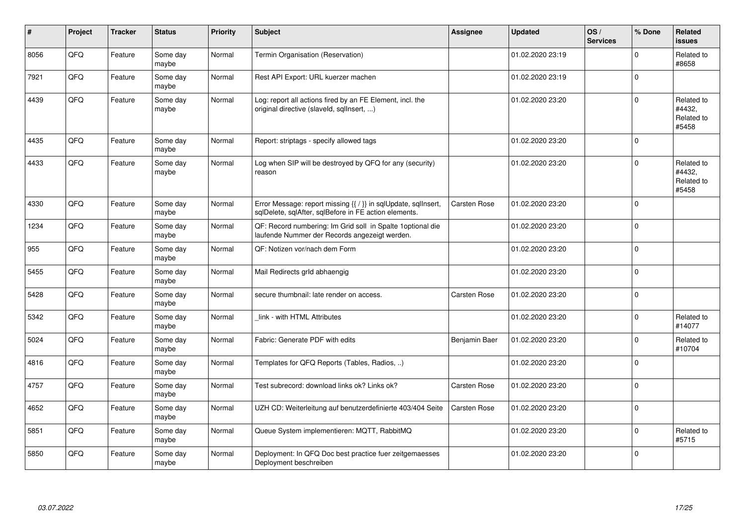| # | Project | Tracker | Status | Priority | Subject | Assignee | Updated | OS / Services | % Done | Related issues |
|---|---|---|---|---|---|---|---|---|---|---|
| 8056 | QFQ | Feature | Some day maybe | Normal | Termin Organisation (Reservation) | | 01.02.2020 23:19 | | 0 | Related to #8658 |
| 7921 | QFQ | Feature | Some day maybe | Normal | Rest API Export: URL kuerzer machen | | 01.02.2020 23:19 | | 0 | |
| 4439 | QFQ | Feature | Some day maybe | Normal | Log: report all actions fired by an FE Element, incl. the original directive (slaveId, sqlInsert, ...) | | 01.02.2020 23:20 | | 0 | Related to #4432, Related to #5458 |
| 4435 | QFQ | Feature | Some day maybe | Normal | Report: striptags - specify allowed tags | | 01.02.2020 23:20 | | 0 | |
| 4433 | QFQ | Feature | Some day maybe | Normal | Log when SIP will be destroyed by QFQ for any (security) reason | | 01.02.2020 23:20 | | 0 | Related to #4432, Related to #5458 |
| 4330 | QFQ | Feature | Some day maybe | Normal | Error Message: report missing {{ / }} in sqlUpdate, sqlInsert, sqlDelete, sqlAfter, sqlBefore in FE action elements. | Carsten Rose | 01.02.2020 23:20 | | 0 | |
| 1234 | QFQ | Feature | Some day maybe | Normal | QF: Record numbering: Im Grid soll in Spalte 1optional die laufende Nummer der Records angezeigt werden. | | 01.02.2020 23:20 | | 0 | |
| 955 | QFQ | Feature | Some day maybe | Normal | QF: Notizen vor/nach dem Form | | 01.02.2020 23:20 | | 0 | |
| 5455 | QFQ | Feature | Some day maybe | Normal | Mail Redirects grId abhaengig | | 01.02.2020 23:20 | | 0 | |
| 5428 | QFQ | Feature | Some day maybe | Normal | secure thumbnail: late render on access. | Carsten Rose | 01.02.2020 23:20 | | 0 | |
| 5342 | QFQ | Feature | Some day maybe | Normal | _link - with HTML Attributes | | 01.02.2020 23:20 | | 0 | Related to #14077 |
| 5024 | QFQ | Feature | Some day maybe | Normal | Fabric: Generate PDF with edits | Benjamin Baer | 01.02.2020 23:20 | | 0 | Related to #10704 |
| 4816 | QFQ | Feature | Some day maybe | Normal | Templates for QFQ Reports (Tables, Radios, ..) | | 01.02.2020 23:20 | | 0 | |
| 4757 | QFQ | Feature | Some day maybe | Normal | Test subrecord: download links ok? Links ok? | Carsten Rose | 01.02.2020 23:20 | | 0 | |
| 4652 | QFQ | Feature | Some day maybe | Normal | UZH CD: Weiterleitung auf benutzerdefinierte 403/404 Seite | Carsten Rose | 01.02.2020 23:20 | | 0 | |
| 5851 | QFQ | Feature | Some day maybe | Normal | Queue System implementieren: MQTT, RabbitMQ | | 01.02.2020 23:20 | | 0 | Related to #5715 |
| 5850 | QFQ | Feature | Some day maybe | Normal | Deployment: In QFQ Doc best practice fuer zeitgemaesses Deployment beschreiben | | 01.02.2020 23:20 | | 0 | |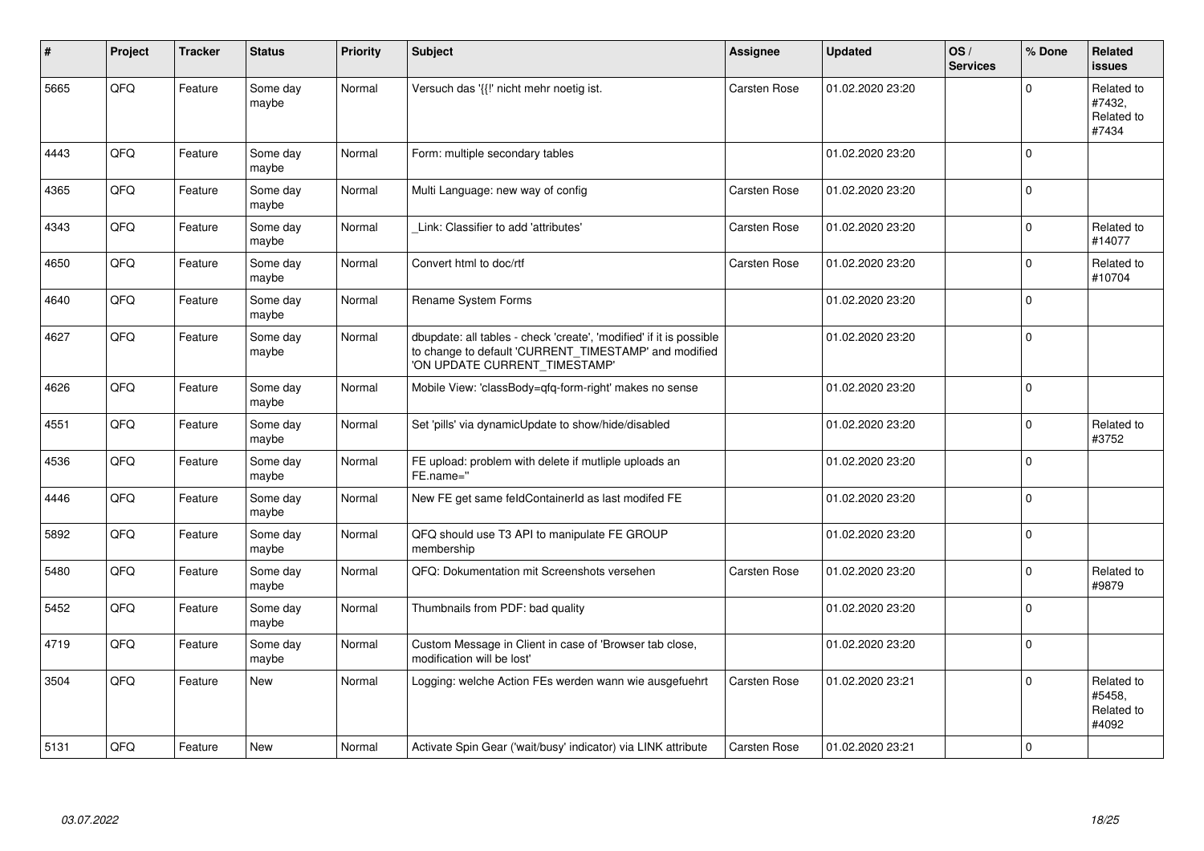| # | Project | Tracker | Status | Priority | Subject | Assignee | Updated | OS / Services | % Done | Related issues |
|---|---|---|---|---|---|---|---|---|---|---|
| 5665 | QFQ | Feature | Some day maybe | Normal | Versuch das '{{!' nicht mehr noetig ist. | Carsten Rose | 01.02.2020 23:20 | | 0 | Related to #7432, Related to #7434 |
| 4443 | QFQ | Feature | Some day maybe | Normal | Form: multiple secondary tables | | 01.02.2020 23:20 | | 0 | |
| 4365 | QFQ | Feature | Some day maybe | Normal | Multi Language: new way of config | Carsten Rose | 01.02.2020 23:20 | | 0 | |
| 4343 | QFQ | Feature | Some day maybe | Normal | _Link: Classifier to add 'attributes' | Carsten Rose | 01.02.2020 23:20 | | 0 | Related to #14077 |
| 4650 | QFQ | Feature | Some day maybe | Normal | Convert html to doc/rtf | Carsten Rose | 01.02.2020 23:20 | | 0 | Related to #10704 |
| 4640 | QFQ | Feature | Some day maybe | Normal | Rename System Forms | | 01.02.2020 23:20 | | 0 | |
| 4627 | QFQ | Feature | Some day maybe | Normal | dbupdate: all tables - check 'create', 'modified' if it is possible to change to default 'CURRENT_TIMESTAMP' and modified 'ON UPDATE CURRENT_TIMESTAMP' | | 01.02.2020 23:20 | | 0 | |
| 4626 | QFQ | Feature | Some day maybe | Normal | Mobile View: 'classBody=qfq-form-right' makes no sense | | 01.02.2020 23:20 | | 0 | |
| 4551 | QFQ | Feature | Some day maybe | Normal | Set 'pills' via dynamicUpdate to show/hide/disabled | | 01.02.2020 23:20 | | 0 | Related to #3752 |
| 4536 | QFQ | Feature | Some day maybe | Normal | FE upload: problem with delete if mutliple uploads an FE.name='' | | 01.02.2020 23:20 | | 0 | |
| 4446 | QFQ | Feature | Some day maybe | Normal | New FE get same feldContainerId as last modifed FE | | 01.02.2020 23:20 | | 0 | |
| 5892 | QFQ | Feature | Some day maybe | Normal | QFQ should use T3 API to manipulate FE GROUP membership | | 01.02.2020 23:20 | | 0 | |
| 5480 | QFQ | Feature | Some day maybe | Normal | QFQ: Dokumentation mit Screenshots versehen | Carsten Rose | 01.02.2020 23:20 | | 0 | Related to #9879 |
| 5452 | QFQ | Feature | Some day maybe | Normal | Thumbnails from PDF: bad quality | | 01.02.2020 23:20 | | 0 | |
| 4719 | QFQ | Feature | Some day maybe | Normal | Custom Message in Client in case of 'Browser tab close, modification will be lost' | | 01.02.2020 23:20 | | 0 | |
| 3504 | QFQ | Feature | New | Normal | Logging: welche Action FEs werden wann wie ausgefuehrt | Carsten Rose | 01.02.2020 23:21 | | 0 | Related to #5458, Related to #4092 |
| 5131 | QFQ | Feature | New | Normal | Activate Spin Gear ('wait/busy' indicator) via LINK attribute | Carsten Rose | 01.02.2020 23:21 | | 0 | |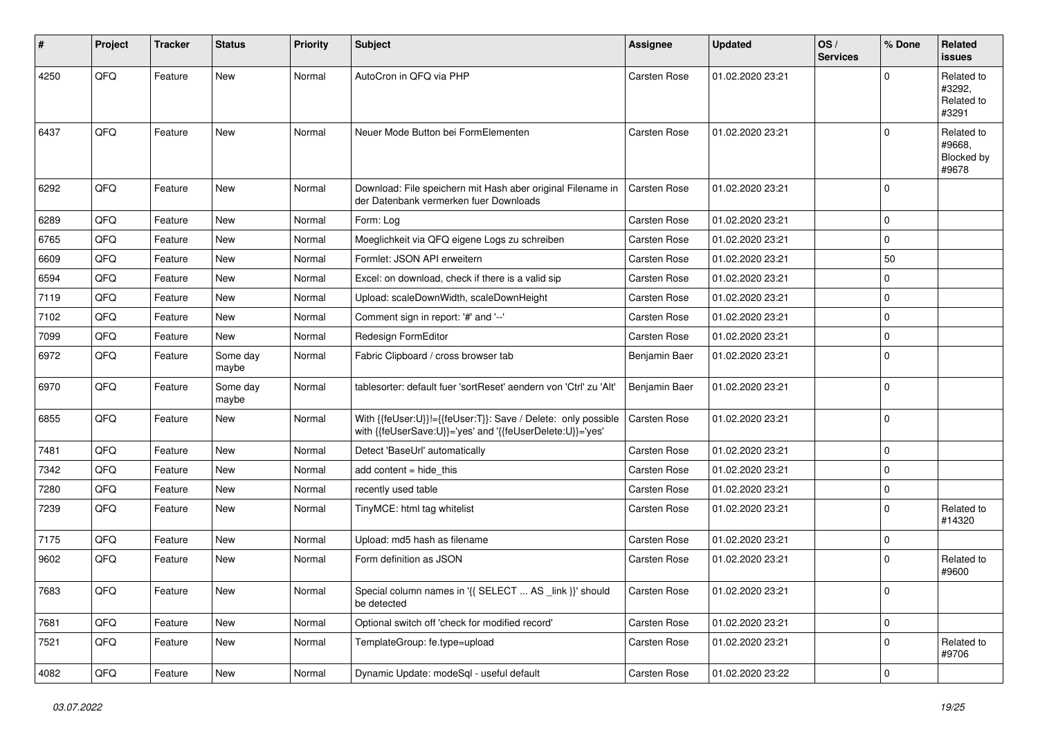| # | Project | Tracker | Status | Priority | Subject | Assignee | Updated | OS / Services | % Done | Related issues |
|---|---|---|---|---|---|---|---|---|---|---|
| 4250 | QFQ | Feature | New | Normal | AutoCron in QFQ via PHP | Carsten Rose | 01.02.2020 23:21 | | 0 | Related to #3292, Related to #3291 |
| 6437 | QFQ | Feature | New | Normal | Neuer Mode Button bei FormElementen | Carsten Rose | 01.02.2020 23:21 | | 0 | Related to #9668, Blocked by #9678 |
| 6292 | QFQ | Feature | New | Normal | Download: File speichern mit Hash aber original Filename in der Datenbank vermerken fuer Downloads | Carsten Rose | 01.02.2020 23:21 | | 0 | |
| 6289 | QFQ | Feature | New | Normal | Form: Log | Carsten Rose | 01.02.2020 23:21 | | 0 | |
| 6765 | QFQ | Feature | New | Normal | Moeglichkeit via QFQ eigene Logs zu schreiben | Carsten Rose | 01.02.2020 23:21 | | 0 | |
| 6609 | QFQ | Feature | New | Normal | Formlet: JSON API erweitern | Carsten Rose | 01.02.2020 23:21 | | 50 | |
| 6594 | QFQ | Feature | New | Normal | Excel: on download, check if there is a valid sip | Carsten Rose | 01.02.2020 23:21 | | 0 | |
| 7119 | QFQ | Feature | New | Normal | Upload: scaleDownWidth, scaleDownHeight | Carsten Rose | 01.02.2020 23:21 | | 0 | |
| 7102 | QFQ | Feature | New | Normal | Comment sign in report: '#' and '--' | Carsten Rose | 01.02.2020 23:21 | | 0 | |
| 7099 | QFQ | Feature | New | Normal | Redesign FormEditor | Carsten Rose | 01.02.2020 23:21 | | 0 | |
| 6972 | QFQ | Feature | Some day maybe | Normal | Fabric Clipboard / cross browser tab | Benjamin Baer | 01.02.2020 23:21 | | 0 | |
| 6970 | QFQ | Feature | Some day maybe | Normal | tablesorter: default fuer 'sortReset' aendern von 'Ctrl' zu 'Alt' | Benjamin Baer | 01.02.2020 23:21 | | 0 | |
| 6855 | QFQ | Feature | New | Normal | With {{feUser:U}}!={{feUser:T}}: Save / Delete: only possible with {{feUserSave:U}}='yes' and '{{feUserDelete:U}}='yes' | Carsten Rose | 01.02.2020 23:21 | | 0 | |
| 7481 | QFQ | Feature | New | Normal | Detect 'BaseUrl' automatically | Carsten Rose | 01.02.2020 23:21 | | 0 | |
| 7342 | QFQ | Feature | New | Normal | add content = hide_this | Carsten Rose | 01.02.2020 23:21 | | 0 | |
| 7280 | QFQ | Feature | New | Normal | recently used table | Carsten Rose | 01.02.2020 23:21 | | 0 | |
| 7239 | QFQ | Feature | New | Normal | TinyMCE: html tag whitelist | Carsten Rose | 01.02.2020 23:21 | | 0 | Related to #14320 |
| 7175 | QFQ | Feature | New | Normal | Upload: md5 hash as filename | Carsten Rose | 01.02.2020 23:21 | | 0 | |
| 9602 | QFQ | Feature | New | Normal | Form definition as JSON | Carsten Rose | 01.02.2020 23:21 | | 0 | Related to #9600 |
| 7683 | QFQ | Feature | New | Normal | Special column names in '{{ SELECT ... AS _link }}' should be detected | Carsten Rose | 01.02.2020 23:21 | | 0 | |
| 7681 | QFQ | Feature | New | Normal | Optional switch off 'check for modified record' | Carsten Rose | 01.02.2020 23:21 | | 0 | |
| 7521 | QFQ | Feature | New | Normal | TemplateGroup: fe.type=upload | Carsten Rose | 01.02.2020 23:21 | | 0 | Related to #9706 |
| 4082 | QFQ | Feature | New | Normal | Dynamic Update: modeSql - useful default | Carsten Rose | 01.02.2020 23:22 | | 0 | |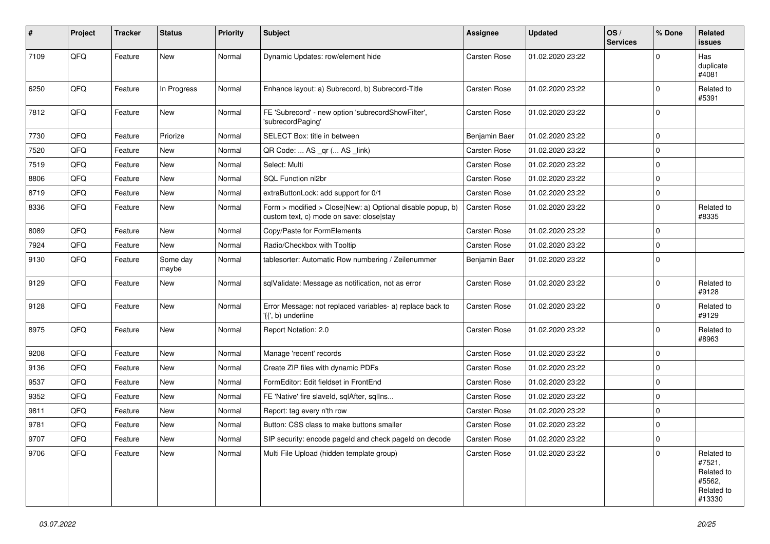| # | Project | Tracker | Status | Priority | Subject | Assignee | Updated | OS / Services | % Done | Related issues |
|---|---|---|---|---|---|---|---|---|---|---|
| 7109 | QFQ | Feature | New | Normal | Dynamic Updates: row/element hide | Carsten Rose | 01.02.2020 23:22 | | 0 | Has duplicate #4081 |
| 6250 | QFQ | Feature | In Progress | Normal | Enhance layout: a) Subrecord, b) Subrecord-Title | Carsten Rose | 01.02.2020 23:22 | | 0 | Related to #5391 |
| 7812 | QFQ | Feature | New | Normal | FE 'Subrecord' - new option 'subrecordShowFilter', 'subrecordPaging' | Carsten Rose | 01.02.2020 23:22 | | 0 | |
| 7730 | QFQ | Feature | Priorize | Normal | SELECT Box: title in between | Benjamin Baer | 01.02.2020 23:22 | | 0 | |
| 7520 | QFQ | Feature | New | Normal | QR Code: ... AS _qr (... AS _link) | Carsten Rose | 01.02.2020 23:22 | | 0 | |
| 7519 | QFQ | Feature | New | Normal | Select: Multi | Carsten Rose | 01.02.2020 23:22 | | 0 | |
| 8806 | QFQ | Feature | New | Normal | SQL Function nl2br | Carsten Rose | 01.02.2020 23:22 | | 0 | |
| 8719 | QFQ | Feature | New | Normal | extraButtonLock: add support for 0/1 | Carsten Rose | 01.02.2020 23:22 | | 0 | |
| 8336 | QFQ | Feature | New | Normal | Form > modified > Close\|New: a) Optional disable popup, b) custom text, c) mode on save: close\|stay | Carsten Rose | 01.02.2020 23:22 | | 0 | Related to #8335 |
| 8089 | QFQ | Feature | New | Normal | Copy/Paste for FormElements | Carsten Rose | 01.02.2020 23:22 | | 0 | |
| 7924 | QFQ | Feature | New | Normal | Radio/Checkbox with Tooltip | Carsten Rose | 01.02.2020 23:22 | | 0 | |
| 9130 | QFQ | Feature | Some day maybe | Normal | tablesorter: Automatic Row numbering / Zeilenummer | Benjamin Baer | 01.02.2020 23:22 | | 0 | |
| 9129 | QFQ | Feature | New | Normal | sqlValidate: Message as notification, not as error | Carsten Rose | 01.02.2020 23:22 | | 0 | Related to #9128 |
| 9128 | QFQ | Feature | New | Normal | Error Message: not replaced variables- a) replace back to '{{', b) underline | Carsten Rose | 01.02.2020 23:22 | | 0 | Related to #9129 |
| 8975 | QFQ | Feature | New | Normal | Report Notation: 2.0 | Carsten Rose | 01.02.2020 23:22 | | 0 | Related to #8963 |
| 9208 | QFQ | Feature | New | Normal | Manage 'recent' records | Carsten Rose | 01.02.2020 23:22 | | 0 | |
| 9136 | QFQ | Feature | New | Normal | Create ZIP files with dynamic PDFs | Carsten Rose | 01.02.2020 23:22 | | 0 | |
| 9537 | QFQ | Feature | New | Normal | FormEditor: Edit fieldset in FrontEnd | Carsten Rose | 01.02.2020 23:22 | | 0 | |
| 9352 | QFQ | Feature | New | Normal | FE 'Native' fire slaveId, sqlAfter, sqlIns... | Carsten Rose | 01.02.2020 23:22 | | 0 | |
| 9811 | QFQ | Feature | New | Normal | Report: tag every n'th row | Carsten Rose | 01.02.2020 23:22 | | 0 | |
| 9781 | QFQ | Feature | New | Normal | Button: CSS class to make buttons smaller | Carsten Rose | 01.02.2020 23:22 | | 0 | |
| 9707 | QFQ | Feature | New | Normal | SIP security: encode pageId and check pageId on decode | Carsten Rose | 01.02.2020 23:22 | | 0 | |
| 9706 | QFQ | Feature | New | Normal | Multi File Upload (hidden template group) | Carsten Rose | 01.02.2020 23:22 | | 0 | Related to #7521, Related to #5562, Related to #13330 |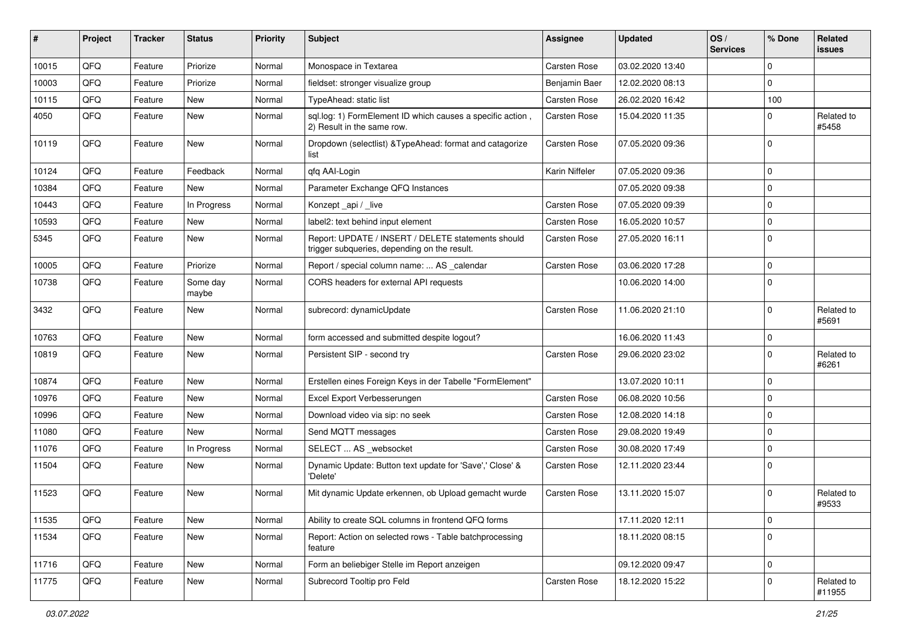| # | Project | Tracker | Status | Priority | Subject | Assignee | Updated | OS / Services | % Done | Related issues |
|---|---|---|---|---|---|---|---|---|---|---|
| 10015 | QFQ | Feature | Priorize | Normal | Monospace in Textarea | Carsten Rose | 03.02.2020 13:40 | | 0 | |
| 10003 | QFQ | Feature | Priorize | Normal | fieldset: stronger visualize group | Benjamin Baer | 12.02.2020 08:13 | | 0 | |
| 10115 | QFQ | Feature | New | Normal | TypeAhead: static list | Carsten Rose | 26.02.2020 16:42 | | 100 | |
| 4050 | QFQ | Feature | New | Normal | sql.log: 1) FormElement ID which causes a specific action , 2) Result in the same row. | Carsten Rose | 15.04.2020 11:35 | | 0 | Related to #5458 |
| 10119 | QFQ | Feature | New | Normal | Dropdown (selectlist) &TypeAhead: format and catagorize list | Carsten Rose | 07.05.2020 09:36 | | 0 | |
| 10124 | QFQ | Feature | Feedback | Normal | qfq AAI-Login | Karin Niffeler | 07.05.2020 09:36 | | 0 | |
| 10384 | QFQ | Feature | New | Normal | Parameter Exchange QFQ Instances | | 07.05.2020 09:38 | | 0 | |
| 10443 | QFQ | Feature | In Progress | Normal | Konzept _api / _live | Carsten Rose | 07.05.2020 09:39 | | 0 | |
| 10593 | QFQ | Feature | New | Normal | label2: text behind input element | Carsten Rose | 16.05.2020 10:57 | | 0 | |
| 5345 | QFQ | Feature | New | Normal | Report: UPDATE / INSERT / DELETE statements should trigger subqueries, depending on the result. | Carsten Rose | 27.05.2020 16:11 | | 0 | |
| 10005 | QFQ | Feature | Priorize | Normal | Report / special column name: ... AS _calendar | Carsten Rose | 03.06.2020 17:28 | | 0 | |
| 10738 | QFQ | Feature | Some day maybe | Normal | CORS headers for external API requests | | 10.06.2020 14:00 | | 0 | |
| 3432 | QFQ | Feature | New | Normal | subrecord: dynamicUpdate | Carsten Rose | 11.06.2020 21:10 | | 0 | Related to #5691 |
| 10763 | QFQ | Feature | New | Normal | form accessed and submitted despite logout? | | 16.06.2020 11:43 | | 0 | |
| 10819 | QFQ | Feature | New | Normal | Persistent SIP - second try | Carsten Rose | 29.06.2020 23:02 | | 0 | Related to #6261 |
| 10874 | QFQ | Feature | New | Normal | Erstellen eines Foreign Keys in der Tabelle "FormElement" | | 13.07.2020 10:11 | | 0 | |
| 10976 | QFQ | Feature | New | Normal | Excel Export Verbesserungen | Carsten Rose | 06.08.2020 10:56 | | 0 | |
| 10996 | QFQ | Feature | New | Normal | Download video via sip: no seek | Carsten Rose | 12.08.2020 14:18 | | 0 | |
| 11080 | QFQ | Feature | New | Normal | Send MQTT messages | Carsten Rose | 29.08.2020 19:49 | | 0 | |
| 11076 | QFQ | Feature | In Progress | Normal | SELECT ... AS _websocket | Carsten Rose | 30.08.2020 17:49 | | 0 | |
| 11504 | QFQ | Feature | New | Normal | Dynamic Update: Button text update for 'Save',' Close' & 'Delete' | Carsten Rose | 12.11.2020 23:44 | | 0 | |
| 11523 | QFQ | Feature | New | Normal | Mit dynamic Update erkennen, ob Upload gemacht wurde | Carsten Rose | 13.11.2020 15:07 | | 0 | Related to #9533 |
| 11535 | QFQ | Feature | New | Normal | Ability to create SQL columns in frontend QFQ forms | | 17.11.2020 12:11 | | 0 | |
| 11534 | QFQ | Feature | New | Normal | Report: Action on selected rows - Table batchprocessing feature | | 18.11.2020 08:15 | | 0 | |
| 11716 | QFQ | Feature | New | Normal | Form an beliebiger Stelle im Report anzeigen | | 09.12.2020 09:47 | | 0 | |
| 11775 | QFQ | Feature | New | Normal | Subrecord Tooltip pro Feld | Carsten Rose | 18.12.2020 15:22 | | 0 | Related to #11955 |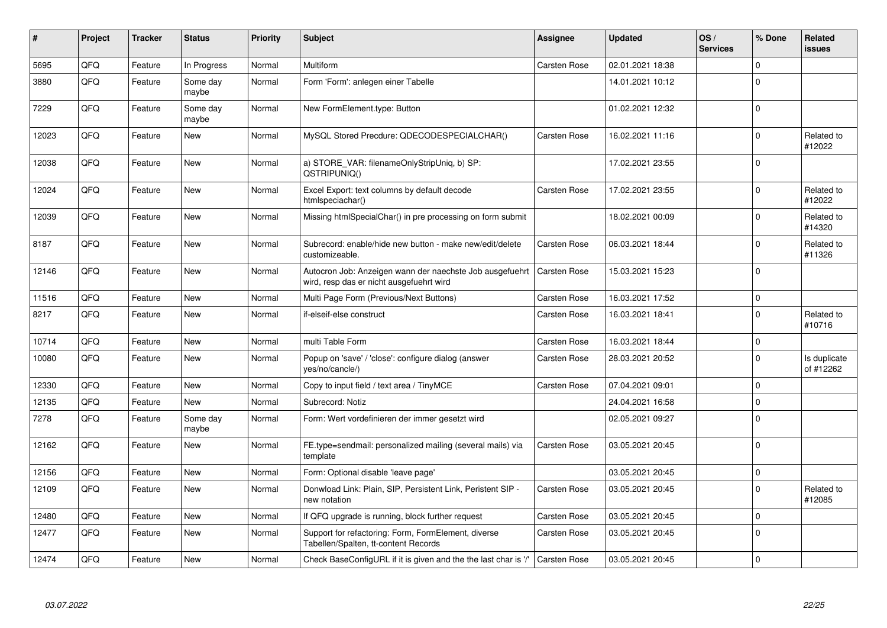| # | Project | Tracker | Status | Priority | Subject | Assignee | Updated | OS / Services | % Done | Related issues |
|---|---|---|---|---|---|---|---|---|---|---|
| 5695 | QFQ | Feature | In Progress | Normal | Multiform | Carsten Rose | 02.01.2021 18:38 | | 0 | |
| 3880 | QFQ | Feature | Some day maybe | Normal | Form 'Form': anlegen einer Tabelle | | 14.01.2021 10:12 | | 0 | |
| 7229 | QFQ | Feature | Some day maybe | Normal | New FormElement.type: Button | | 01.02.2021 12:32 | | 0 | |
| 12023 | QFQ | Feature | New | Normal | MySQL Stored Precdure: QDECODESPECIALCHAR() | Carsten Rose | 16.02.2021 11:16 | | 0 | Related to #12022 |
| 12038 | QFQ | Feature | New | Normal | a) STORE_VAR: filenameOnlyStripUniq, b) SP: QSTRIPUNIQ() | | 17.02.2021 23:55 | | 0 | |
| 12024 | QFQ | Feature | New | Normal | Excel Export: text columns by default decode htmlspeciachar() | Carsten Rose | 17.02.2021 23:55 | | 0 | Related to #12022 |
| 12039 | QFQ | Feature | New | Normal | Missing htmlSpecialChar() in pre processing on form submit | | 18.02.2021 00:09 | | 0 | Related to #14320 |
| 8187 | QFQ | Feature | New | Normal | Subrecord: enable/hide new button - make new/edit/delete customizeable. | Carsten Rose | 06.03.2021 18:44 | | 0 | Related to #11326 |
| 12146 | QFQ | Feature | New | Normal | Autocron Job: Anzeigen wann der naechste Job ausgefuehrt wird, resp das er nicht ausgefuehrt wird | Carsten Rose | 15.03.2021 15:23 | | 0 | |
| 11516 | QFQ | Feature | New | Normal | Multi Page Form (Previous/Next Buttons) | Carsten Rose | 16.03.2021 17:52 | | 0 | |
| 8217 | QFQ | Feature | New | Normal | if-elseif-else construct | Carsten Rose | 16.03.2021 18:41 | | 0 | Related to #10716 |
| 10714 | QFQ | Feature | New | Normal | multi Table Form | Carsten Rose | 16.03.2021 18:44 | | 0 | |
| 10080 | QFQ | Feature | New | Normal | Popup on 'save' / 'close': configure dialog (answer yes/no/cancle/) | Carsten Rose | 28.03.2021 20:52 | | 0 | Is duplicate of #12262 |
| 12330 | QFQ | Feature | New | Normal | Copy to input field / text area / TinyMCE | Carsten Rose | 07.04.2021 09:01 | | 0 | |
| 12135 | QFQ | Feature | New | Normal | Subrecord: Notiz | | 24.04.2021 16:58 | | 0 | |
| 7278 | QFQ | Feature | Some day maybe | Normal | Form: Wert vordefinieren der immer gesetzt wird | | 02.05.2021 09:27 | | 0 | |
| 12162 | QFQ | Feature | New | Normal | FE.type=sendmail: personalized mailing (several mails) via template | Carsten Rose | 03.05.2021 20:45 | | 0 | |
| 12156 | QFQ | Feature | New | Normal | Form: Optional disable 'leave page' | | 03.05.2021 20:45 | | 0 | |
| 12109 | QFQ | Feature | New | Normal | Donwload Link: Plain, SIP, Persistent Link, Peristent SIP - new notation | Carsten Rose | 03.05.2021 20:45 | | 0 | Related to #12085 |
| 12480 | QFQ | Feature | New | Normal | If QFQ upgrade is running, block further request | Carsten Rose | 03.05.2021 20:45 | | 0 | |
| 12477 | QFQ | Feature | New | Normal | Support for refactoring: Form, FormElement, diverse Tabellen/Spalten, tt-content Records | Carsten Rose | 03.05.2021 20:45 | | 0 | |
| 12474 | QFQ | Feature | New | Normal | Check BaseConfigURL if it is given and the the last char is '/' | Carsten Rose | 03.05.2021 20:45 | | 0 | |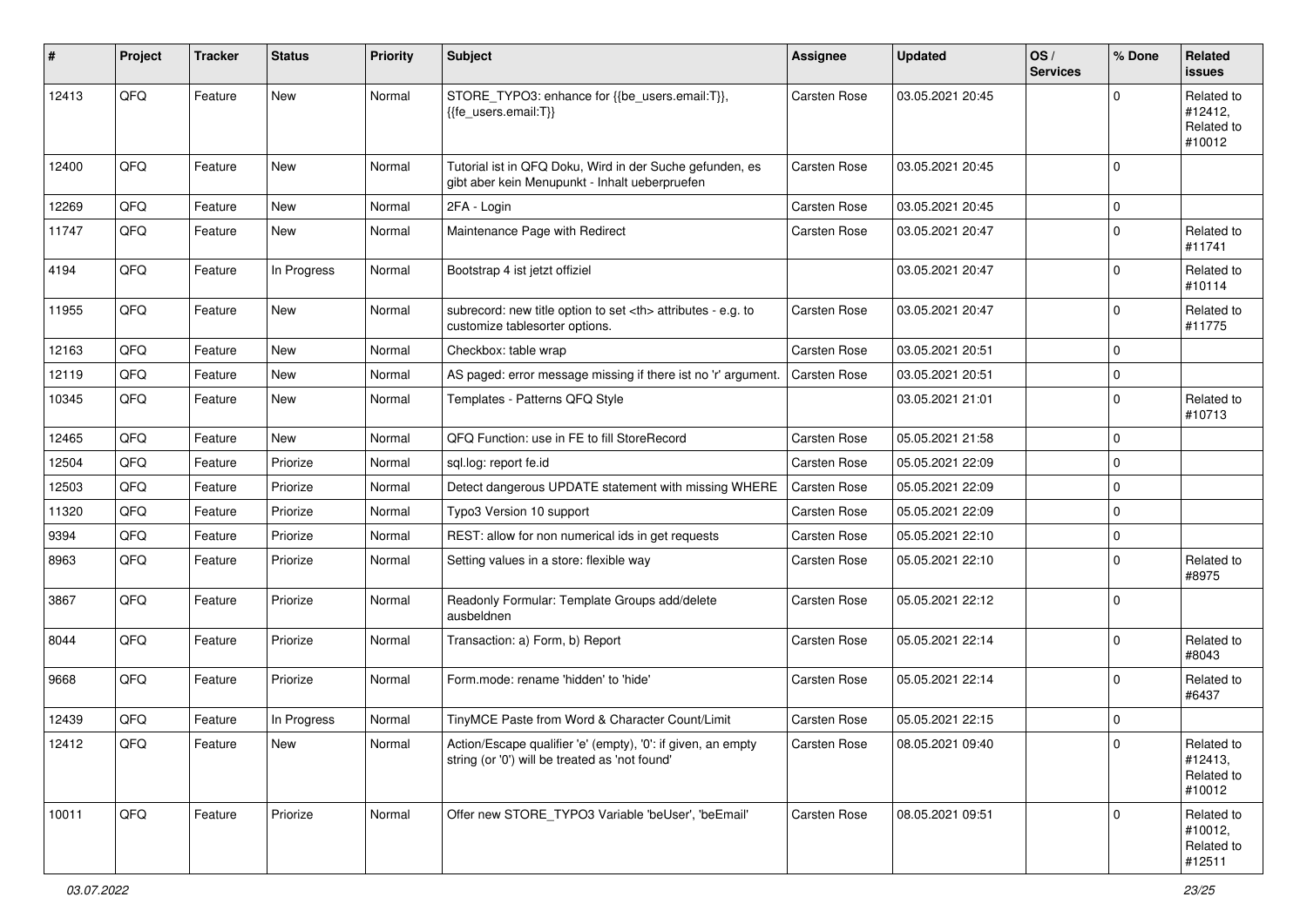| # | Project | Tracker | Status | Priority | Subject | Assignee | Updated | OS / Services | % Done | Related issues |
|---|---|---|---|---|---|---|---|---|---|---|
| 12413 | QFQ | Feature | New | Normal | STORE_TYPO3: enhance for {{be_users.email:T}}, {{fe_users.email:T}} | Carsten Rose | 03.05.2021 20:45 | | 0 | Related to #12412, Related to #10012 |
| 12400 | QFQ | Feature | New | Normal | Tutorial ist in QFQ Doku, Wird in der Suche gefunden, es gibt aber kein Menupunkt - Inhalt ueberpruefen | Carsten Rose | 03.05.2021 20:45 | | 0 | |
| 12269 | QFQ | Feature | New | Normal | 2FA - Login | Carsten Rose | 03.05.2021 20:45 | | 0 | |
| 11747 | QFQ | Feature | New | Normal | Maintenance Page with Redirect | Carsten Rose | 03.05.2021 20:47 | | 0 | Related to #11741 |
| 4194 | QFQ | Feature | In Progress | Normal | Bootstrap 4 ist jetzt offiziel | | 03.05.2021 20:47 | | 0 | Related to #10114 |
| 11955 | QFQ | Feature | New | Normal | subrecord: new title option to set <th> attributes - e.g. to customize tablesorter options. | Carsten Rose | 03.05.2021 20:47 | | 0 | Related to #11775 |
| 12163 | QFQ | Feature | New | Normal | Checkbox: table wrap | Carsten Rose | 03.05.2021 20:51 | | 0 | |
| 12119 | QFQ | Feature | New | Normal | AS paged: error message missing if there ist no 'r' argument. | Carsten Rose | 03.05.2021 20:51 | | 0 | |
| 10345 | QFQ | Feature | New | Normal | Templates - Patterns QFQ Style | | 03.05.2021 21:01 | | 0 | Related to #10713 |
| 12465 | QFQ | Feature | New | Normal | QFQ Function: use in FE to fill StoreRecord | Carsten Rose | 05.05.2021 21:58 | | 0 | |
| 12504 | QFQ | Feature | Priorize | Normal | sql.log: report fe.id | Carsten Rose | 05.05.2021 22:09 | | 0 | |
| 12503 | QFQ | Feature | Priorize | Normal | Detect dangerous UPDATE statement with missing WHERE | Carsten Rose | 05.05.2021 22:09 | | 0 | |
| 11320 | QFQ | Feature | Priorize | Normal | Typo3 Version 10 support | Carsten Rose | 05.05.2021 22:09 | | 0 | |
| 9394 | QFQ | Feature | Priorize | Normal | REST: allow for non numerical ids in get requests | Carsten Rose | 05.05.2021 22:10 | | 0 | |
| 8963 | QFQ | Feature | Priorize | Normal | Setting values in a store: flexible way | Carsten Rose | 05.05.2021 22:10 | | 0 | Related to #8975 |
| 3867 | QFQ | Feature | Priorize | Normal | Readonly Formular: Template Groups add/delete ausbeldnen | Carsten Rose | 05.05.2021 22:12 | | 0 | |
| 8044 | QFQ | Feature | Priorize | Normal | Transaction: a) Form, b) Report | Carsten Rose | 05.05.2021 22:14 | | 0 | Related to #8043 |
| 9668 | QFQ | Feature | Priorize | Normal | Form.mode: rename 'hidden' to 'hide' | Carsten Rose | 05.05.2021 22:14 | | 0 | Related to #6437 |
| 12439 | QFQ | Feature | In Progress | Normal | TinyMCE Paste from Word & Character Count/Limit | Carsten Rose | 05.05.2021 22:15 | | 0 | |
| 12412 | QFQ | Feature | New | Normal | Action/Escape qualifier 'e' (empty), '0': if given, an empty string (or '0') will be treated as 'not found' | Carsten Rose | 08.05.2021 09:40 | | 0 | Related to #12413, Related to #10012 |
| 10011 | QFQ | Feature | Priorize | Normal | Offer new STORE_TYPO3 Variable 'beUser', 'beEmail' | Carsten Rose | 08.05.2021 09:51 | | 0 | Related to #10012, Related to #12511 |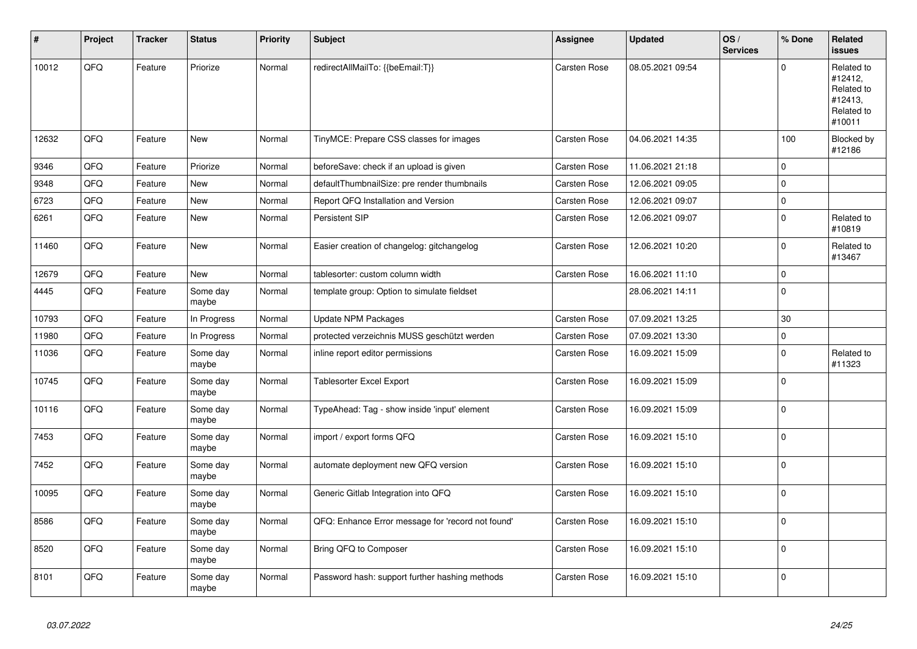| # | Project | Tracker | Status | Priority | Subject | Assignee | Updated | OS / Services | % Done | Related issues |
|---|---|---|---|---|---|---|---|---|---|---|
| 10012 | QFQ | Feature | Priorize | Normal | redirectAllMailTo: {{beEmail:T}} | Carsten Rose | 08.05.2021 09:54 | | 0 | Related to #12412, Related to #12413, Related to #10011 |
| 12632 | QFQ | Feature | New | Normal | TinyMCE: Prepare CSS classes for images | Carsten Rose | 04.06.2021 14:35 | | 100 | Blocked by #12186 |
| 9346 | QFQ | Feature | Priorize | Normal | beforeSave: check if an upload is given | Carsten Rose | 11.06.2021 21:18 | | 0 | |
| 9348 | QFQ | Feature | New | Normal | defaultThumbnailSize: pre render thumbnails | Carsten Rose | 12.06.2021 09:05 | | 0 | |
| 6723 | QFQ | Feature | New | Normal | Report QFQ Installation and Version | Carsten Rose | 12.06.2021 09:07 | | 0 | |
| 6261 | QFQ | Feature | New | Normal | Persistent SIP | Carsten Rose | 12.06.2021 09:07 | | 0 | Related to #10819 |
| 11460 | QFQ | Feature | New | Normal | Easier creation of changelog: gitchangelog | Carsten Rose | 12.06.2021 10:20 | | 0 | Related to #13467 |
| 12679 | QFQ | Feature | New | Normal | tablesorter: custom column width | Carsten Rose | 16.06.2021 11:10 | | 0 | |
| 4445 | QFQ | Feature | Some day maybe | Normal | template group: Option to simulate fieldset | | 28.06.2021 14:11 | | 0 | |
| 10793 | QFQ | Feature | In Progress | Normal | Update NPM Packages | Carsten Rose | 07.09.2021 13:25 | | 30 | |
| 11980 | QFQ | Feature | In Progress | Normal | protected verzeichnis MUSS geschützt werden | Carsten Rose | 07.09.2021 13:30 | | 0 | |
| 11036 | QFQ | Feature | Some day maybe | Normal | inline report editor permissions | Carsten Rose | 16.09.2021 15:09 | | 0 | Related to #11323 |
| 10745 | QFQ | Feature | Some day maybe | Normal | Tablesorter Excel Export | Carsten Rose | 16.09.2021 15:09 | | 0 | |
| 10116 | QFQ | Feature | Some day maybe | Normal | TypeAhead: Tag - show inside 'input' element | Carsten Rose | 16.09.2021 15:09 | | 0 | |
| 7453 | QFQ | Feature | Some day maybe | Normal | import / export forms QFQ | Carsten Rose | 16.09.2021 15:10 | | 0 | |
| 7452 | QFQ | Feature | Some day maybe | Normal | automate deployment new QFQ version | Carsten Rose | 16.09.2021 15:10 | | 0 | |
| 10095 | QFQ | Feature | Some day maybe | Normal | Generic Gitlab Integration into QFQ | Carsten Rose | 16.09.2021 15:10 | | 0 | |
| 8586 | QFQ | Feature | Some day maybe | Normal | QFQ: Enhance Error message for 'record not found' | Carsten Rose | 16.09.2021 15:10 | | 0 | |
| 8520 | QFQ | Feature | Some day maybe | Normal | Bring QFQ to Composer | Carsten Rose | 16.09.2021 15:10 | | 0 | |
| 8101 | QFQ | Feature | Some day maybe | Normal | Password hash: support further hashing methods | Carsten Rose | 16.09.2021 15:10 | | 0 | |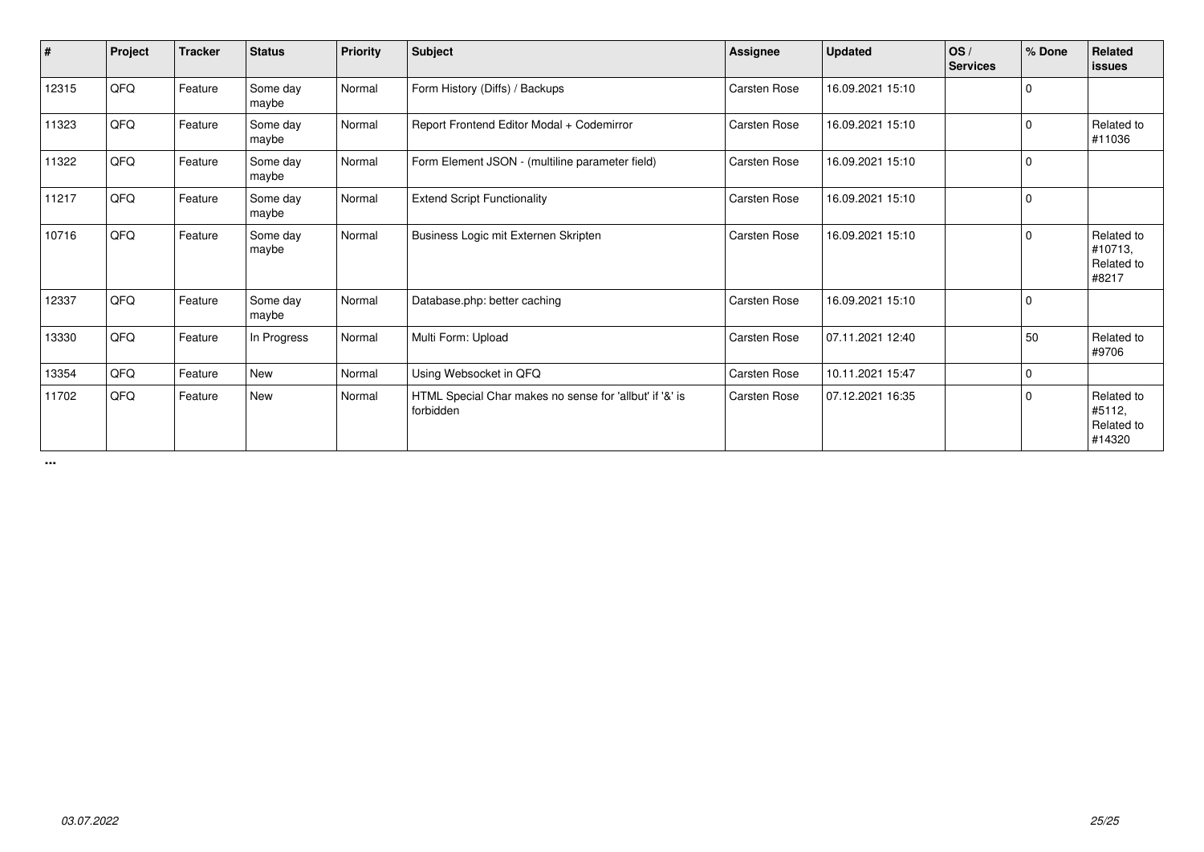| # | Project | Tracker | Status | Priority | Subject | Assignee | Updated | OS / Services | % Done | Related issues |
|---|---|---|---|---|---|---|---|---|---|---|
| 12315 | QFQ | Feature | Some day maybe | Normal | Form History (Diffs) / Backups | Carsten Rose | 16.09.2021 15:10 | | 0 | |
| 11323 | QFQ | Feature | Some day maybe | Normal | Report Frontend Editor Modal + Codemirror | Carsten Rose | 16.09.2021 15:10 | | 0 | Related to #11036 |
| 11322 | QFQ | Feature | Some day maybe | Normal | Form Element JSON - (multiline parameter field) | Carsten Rose | 16.09.2021 15:10 | | 0 | |
| 11217 | QFQ | Feature | Some day maybe | Normal | Extend Script Functionality | Carsten Rose | 16.09.2021 15:10 | | 0 | |
| 10716 | QFQ | Feature | Some day maybe | Normal | Business Logic mit Externen Skripten | Carsten Rose | 16.09.2021 15:10 | | 0 | Related to #10713, Related to #8217 |
| 12337 | QFQ | Feature | Some day maybe | Normal | Database.php: better caching | Carsten Rose | 16.09.2021 15:10 | | 0 | |
| 13330 | QFQ | Feature | In Progress | Normal | Multi Form: Upload | Carsten Rose | 07.11.2021 12:40 | | 50 | Related to #9706 |
| 13354 | QFQ | Feature | New | Normal | Using Websocket in QFQ | Carsten Rose | 10.11.2021 15:47 | | 0 | |
| 11702 | QFQ | Feature | New | Normal | HTML Special Char makes no sense for 'allbut' if '&' is forbidden | Carsten Rose | 07.12.2021 16:35 | | 0 | Related to #5112, Related to #14320 |

...

*03.07.2022*